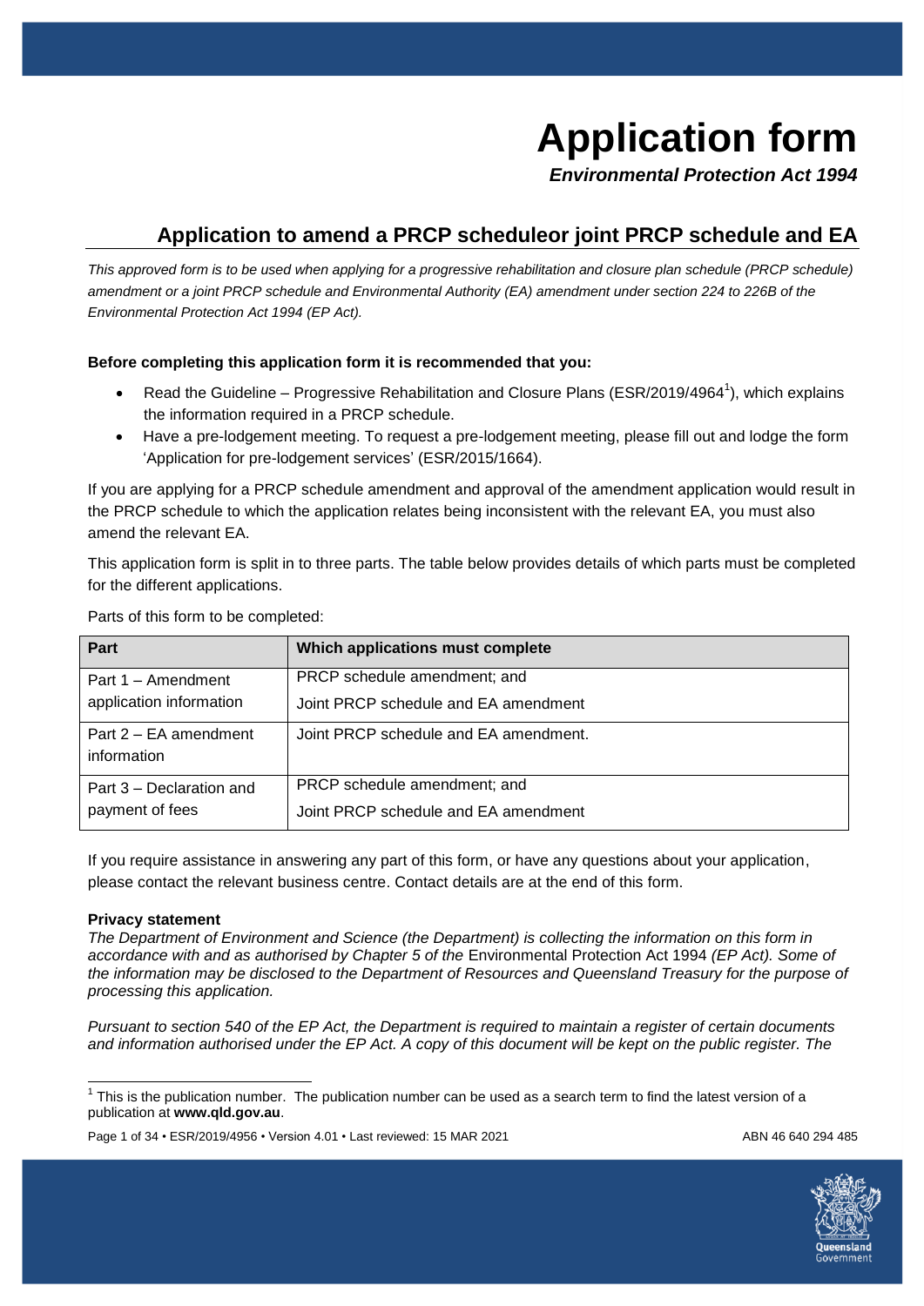# Application form

***Environmental Protection Act 1994***

## Application to amend a PRCP scheduleor joint PRCP schedule and EA

*This approved form is to be used when applying for a progressive rehabilitation and closure plan schedule (PRCP schedule) amendment or a joint PRCP schedule and Environmental Authority (EA) amendment under section 224 to 226B of the Environmental Protection Act 1994 (EP Act).*

**Before completing this application form it is recommended that you:**

- Read the Guideline – Progressive Rehabilitation and Closure Plans (ESR/2019/4964[1]), which explains the information required in a PRCP schedule.
- Have a pre-lodgement meeting. To request a pre-lodgement meeting, please fill out and lodge the form 'Application for pre-lodgement services' (ESR/2015/1664).

If you are applying for a PRCP schedule amendment and approval of the amendment application would result in the PRCP schedule to which the application relates being inconsistent with the relevant EA, you must also amend the relevant EA.

This application form is split in to three parts. The table below provides details of which parts must be completed for the different applications.

Parts of this form to be completed:

| Part | Which applications must complete |
| --- | --- |
| Part 1 – Amendment application information | PRCP schedule amendment; and<br>Joint PRCP schedule and EA amendment |
| Part 2 – EA amendment information | Joint PRCP schedule and EA amendment. |
| Part 3 – Declaration and payment of fees | PRCP schedule amendment; and<br>Joint PRCP schedule and EA amendment |

If you require assistance in answering any part of this form, or have any questions about your application, please contact the relevant business centre. Contact details are at the end of this form.

**Privacy statement**

*The Department of Environment and Science (the Department) is collecting the information on this form in accordance with and as authorised by Chapter 5 of the* Environmental Protection Act 1994 *(EP Act). Some of the information may be disclosed to the Department of Resources and Queensland Treasury for the purpose of processing this application.*

*Pursuant to section 540 of the EP Act, the Department is required to maintain a register of certain documents and information authorised under the EP Act. A copy of this document will be kept on the public register. The*

[1] This is the publication number. The publication number can be used as a search term to find the latest version of a publication at **www.qld.gov.au**.

ESR/2019/4956 • Version 4.01 • Last reviewed: 15 MAR 2021 ABN 46 640 294 485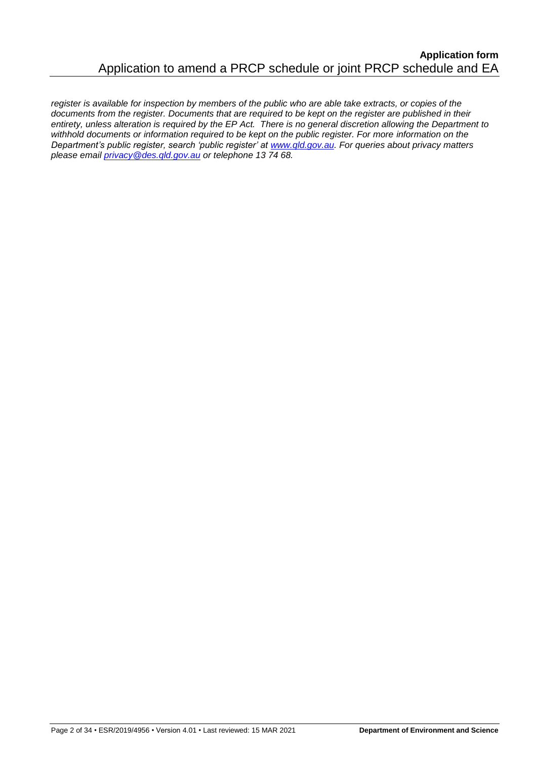*register is available for inspection by members of the public who are able take extracts, or copies of the documents from the register. Documents that are required to be kept on the register are published in their entirety, unless alteration is required by the EP Act. There is no general discretion allowing the Department to withhold documents or information required to be kept on the public register. For more information on the Department's public register, search 'public register' at [www.qld.gov.au](http://www.qld.gov.au). For queries about privacy matters please email [privacy@des.qld.gov.au](mailto:privacy@des.qld.gov.au) or telephone 13 74 68.*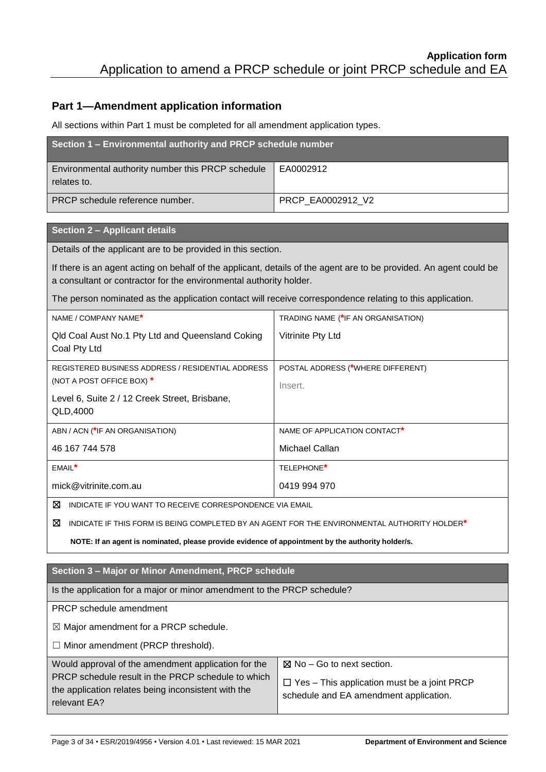**Application form**

Application to amend a PRCP schedule or joint PRCP schedule and EA

## Part 1—Amendment application information

All sections within Part 1 must be completed for all amendment application types.

| Section 1 – Environmental authority and PRCP schedule number | |
|---|---|
| Environmental authority number this PRCP schedule relates to. | EA0002912 |
| PRCP schedule reference number. | PRCP_EA0002912_V2 |

| Section 2 – Applicant details | |
|---|---|
| Details of the applicant are to be provided in this section.<br>If there is an agent acting on behalf of the applicant, details of the agent are to be provided. An agent could be a consultant or contractor for the environmental authority holder.<br>The person nominated as the application contact will receive correspondence relating to this application. | |
| NAME / COMPANY NAME*<br>Qld Coal Aust No.1 Pty Ltd and Queensland Coking Coal Pty Ltd | TRADING NAME (*IF AN ORGANISATION)<br>Vitrinite Pty Ltd |
| REGISTERED BUSINESS ADDRESS / RESIDENTIAL ADDRESS (NOT A POST OFFICE BOX) *<br>Level 6, Suite 2 / 12 Creek Street, Brisbane, QLD,4000 | POSTAL ADDRESS (*WHERE DIFFERENT)<br>Insert. |
| ABN / ACN (*IF AN ORGANISATION)<br>46 167 744 578 | NAME OF APPLICATION CONTACT*<br>Michael Callan |
| EMAIL*<br>mick@vitrinite.com.au | TELEPHONE*<br>0419 994 970 |
| ☒ INDICATE IF YOU WANT TO RECEIVE CORRESPONDENCE VIA EMAIL<br>☒ INDICATE IF THIS FORM IS BEING COMPLETED BY AN AGENT FOR THE ENVIRONMENTAL AUTHORITY HOLDER*<br>**NOTE: If an agent is nominated, please provide evidence of appointment by the authority holder/s.** | |

| Section 3 – Major or Minor Amendment, PRCP schedule | |
|---|---|
| Is the application for a major or minor amendment to the PRCP schedule? | |
| PRCP schedule amendment<br>☒ Major amendment for a PRCP schedule.<br>☐ Minor amendment (PRCP threshold). | |
| Would approval of the amendment application for the PRCP schedule result in the PRCP schedule to which the application relates being inconsistent with the relevant EA? | ☒ No – Go to next section.<br>☐ Yes – This application must be a joint PRCP schedule and EA amendment application. |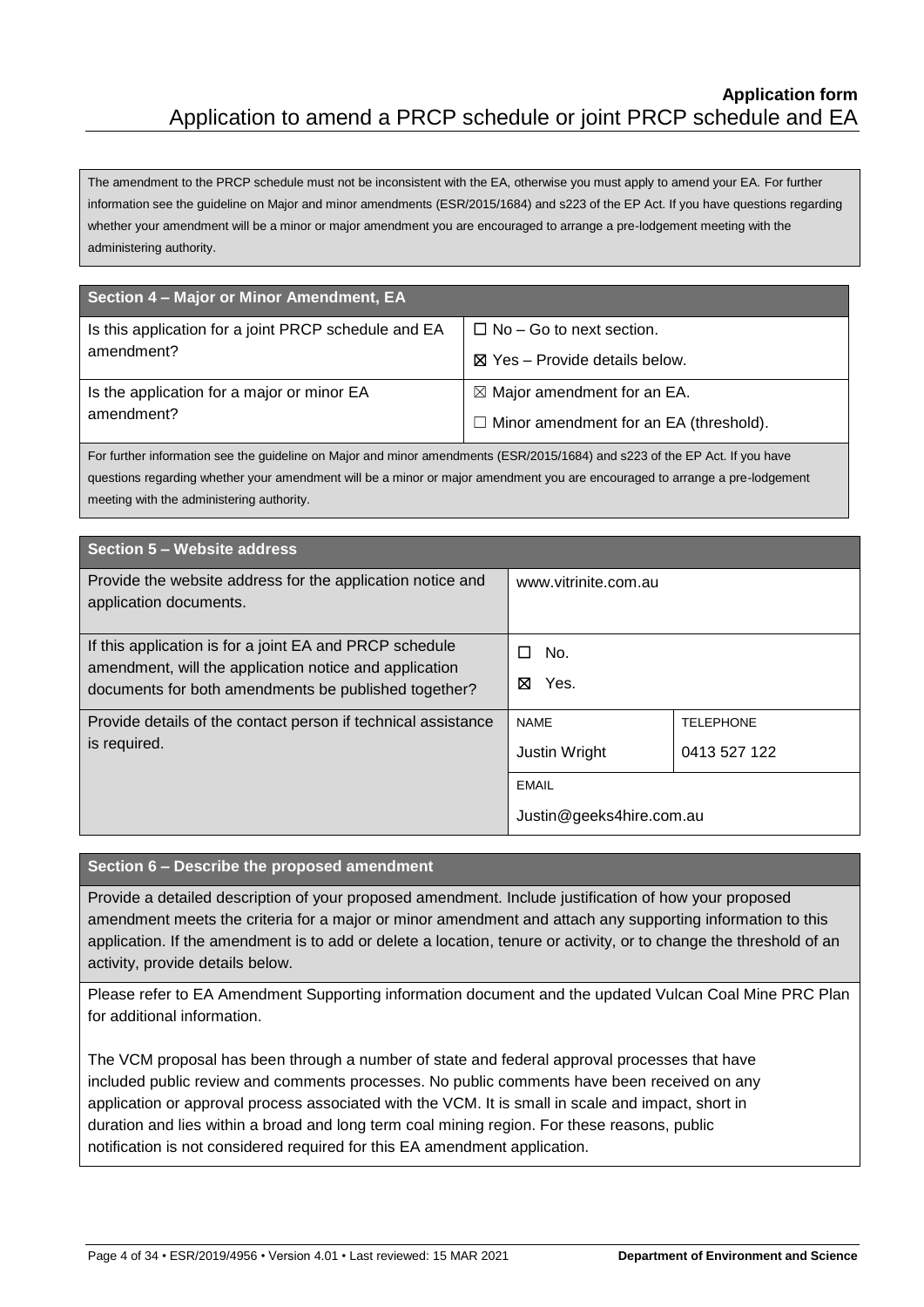The amendment to the PRCP schedule must not be inconsistent with the EA, otherwise you must apply to amend your EA. For further information see the guideline on Major and minor amendments (ESR/2015/1684) and s223 of the EP Act. If you have questions regarding whether your amendment will be a minor or major amendment you are encouraged to arrange a pre-lodgement meeting with the administering authority.

## Section 4 – Major or Minor Amendment, EA

| | |
|---|---|
| Is this application for a joint PRCP schedule and EA amendment? | ☐ No – Go to next section.<br>☒ Yes – Provide details below. |
| Is the application for a major or minor EA amendment? | ☒ Major amendment for an EA.<br>☐ Minor amendment for an EA (threshold). |

For further information see the guideline on Major and minor amendments (ESR/2015/1684) and s223 of the EP Act. If you have questions regarding whether your amendment will be a minor or major amendment you are encouraged to arrange a pre-lodgement meeting with the administering authority.

## Section 5 – Website address

| | | |
|---|---|---|
| Provide the website address for the application notice and application documents. | www.vitrinite.com.au | |
| If this application is for a joint EA and PRCP schedule amendment, will the application notice and application documents for both amendments be published together? | ☐ No.<br>☒ Yes. | |
| Provide details of the contact person if technical assistance is required. | NAME<br>Justin Wright | TELEPHONE<br>0413 527 122 |
| | EMAIL<br>Justin@geeks4hire.com.au | |

## Section 6 – Describe the proposed amendment

Provide a detailed description of your proposed amendment. Include justification of how your proposed amendment meets the criteria for a major or minor amendment and attach any supporting information to this application. If the amendment is to add or delete a location, tenure or activity, or to change the threshold of an activity, provide details below.

Please refer to EA Amendment Supporting information document and the updated Vulcan Coal Mine PRC Plan for additional information.

The VCM proposal has been through a number of state and federal approval processes that have included public review and comments processes. No public comments have been received on any application or approval process associated with the VCM. It is small in scale and impact, short in duration and lies within a broad and long term coal mining region. For these reasons, public notification is not considered required for this EA amendment application.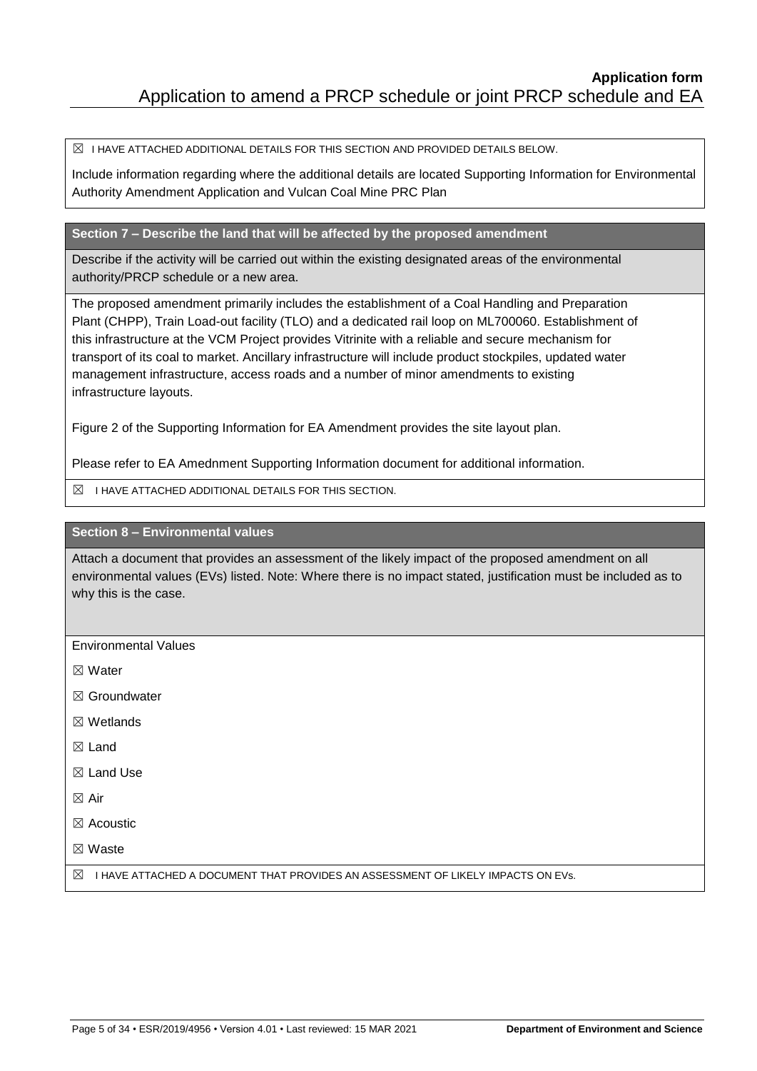☒ I HAVE ATTACHED ADDITIONAL DETAILS FOR THIS SECTION AND PROVIDED DETAILS BELOW.

Include information regarding where the additional details are located Supporting Information for Environmental Authority Amendment Application and Vulcan Coal Mine PRC Plan

## Section 7 – Describe the land that will be affected by the proposed amendment

Describe if the activity will be carried out within the existing designated areas of the environmental authority/PRCP schedule or a new area.

The proposed amendment primarily includes the establishment of a Coal Handling and Preparation Plant (CHPP), Train Load-out facility (TLO) and a dedicated rail loop on ML700060. Establishment of this infrastructure at the VCM Project provides Vitrinite with a reliable and secure mechanism for transport of its coal to market. Ancillary infrastructure will include product stockpiles, updated water management infrastructure, access roads and a number of minor amendments to existing infrastructure layouts.

Figure 2 of the Supporting Information for EA Amendment provides the site layout plan.

Please refer to EA Amednment Supporting Information document for additional information.

☒ I HAVE ATTACHED ADDITIONAL DETAILS FOR THIS SECTION.

## Section 8 – Environmental values

Attach a document that provides an assessment of the likely impact of the proposed amendment on all environmental values (EVs) listed. Note: Where there is no impact stated, justification must be included as to why this is the case.

Environmental Values

☒ Water

☒ Groundwater

☒ Wetlands

☒ Land

☒ Land Use

☒ Air

☒ Acoustic

☒ Waste

☒ I HAVE ATTACHED A DOCUMENT THAT PROVIDES AN ASSESSMENT OF LIKELY IMPACTS ON EVs.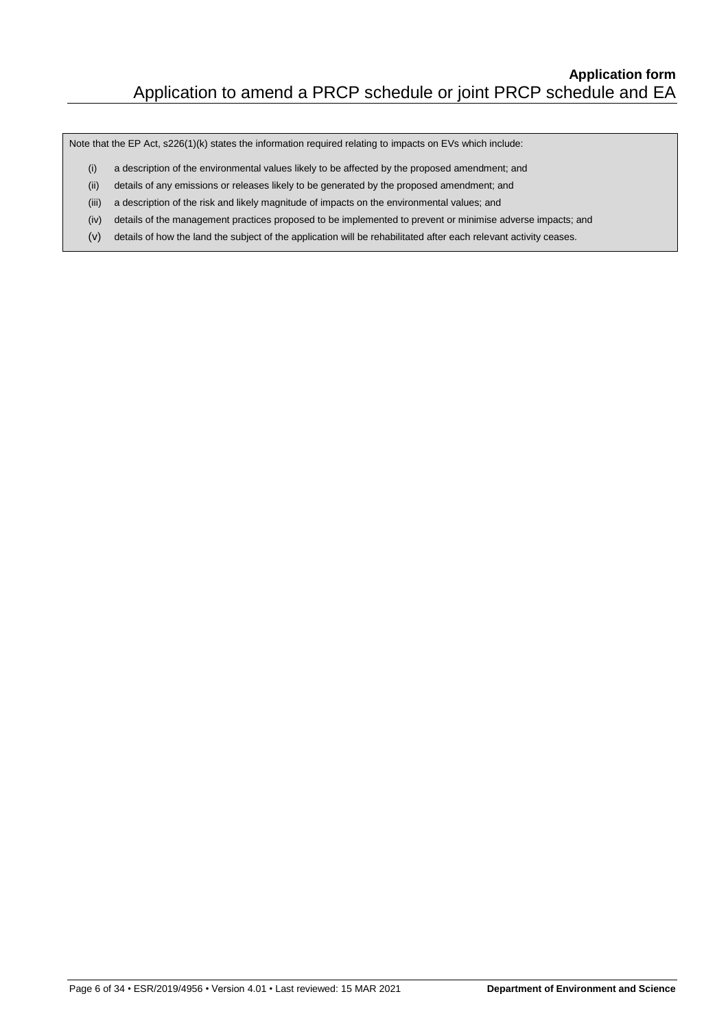Note that the EP Act, s226(1)(k) states the information required relating to impacts on EVs which include:

- (i) a description of the environmental values likely to be affected by the proposed amendment; and
- (ii) details of any emissions or releases likely to be generated by the proposed amendment; and
- (iii) a description of the risk and likely magnitude of impacts on the environmental values; and
- (iv) details of the management practices proposed to be implemented to prevent or minimise adverse impacts; and
- (v) details of how the land the subject of the application will be rehabilitated after each relevant activity ceases.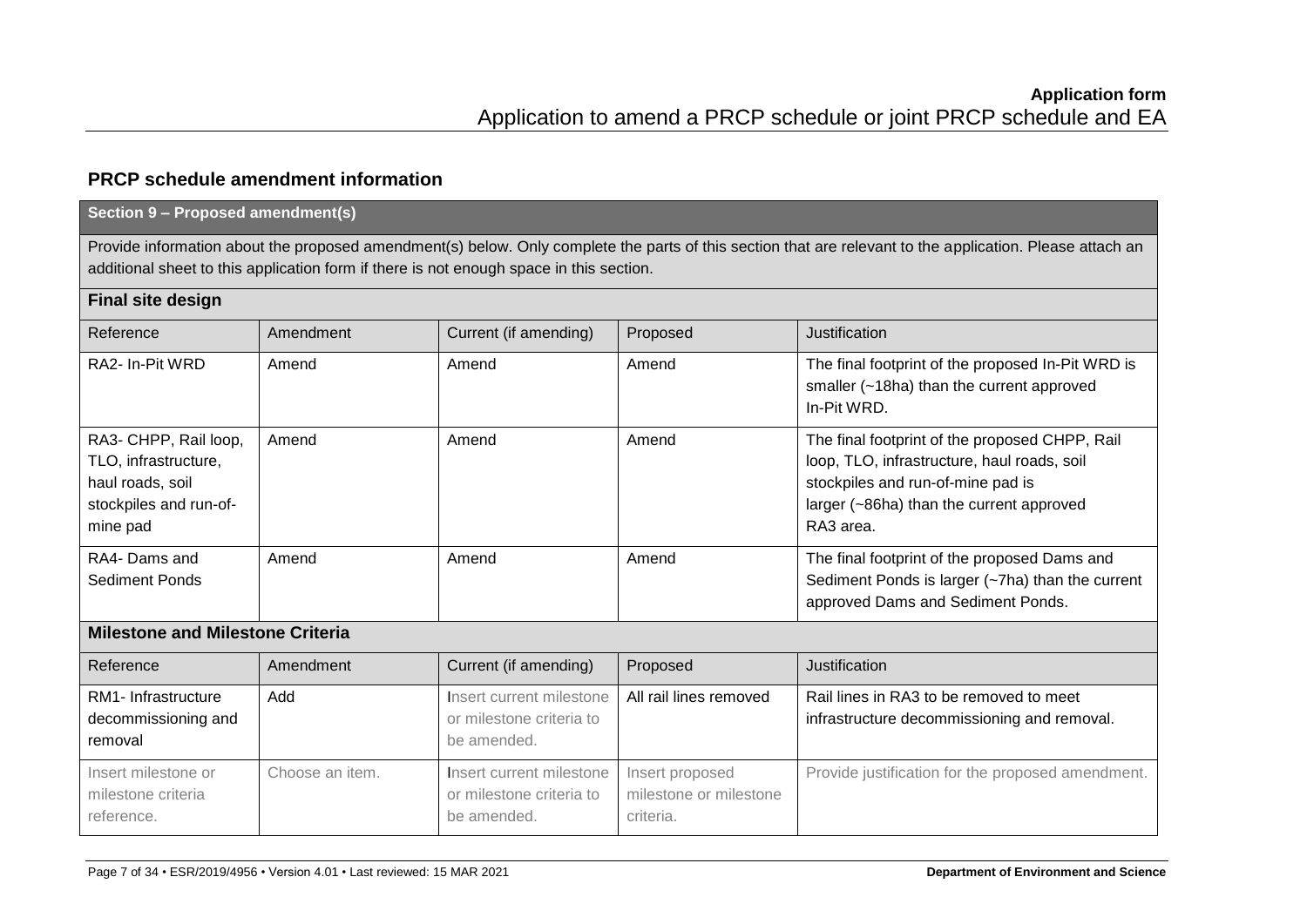## PRCP schedule amendment information

| Section 9 – Proposed amendment(s) | | | | |
|---|---|---|---|---|
| Provide information about the proposed amendment(s) below. Only complete the parts of this section that are relevant to the application. Please attach an additional sheet to this application form if there is not enough space in this section. | | | | |
| **Final site design** | | | | |
| Reference | Amendment | Current (if amending) | Proposed | Justification |
| RA2- In-Pit WRD | Amend | Amend | Amend | The final footprint of the proposed In-Pit WRD is smaller (~18ha) than the current approved In-Pit WRD. |
| RA3- CHPP, Rail loop, TLO, infrastructure, haul roads, soil stockpiles and run-of-mine pad | Amend | Amend | Amend | The final footprint of the proposed CHPP, Rail loop, TLO, infrastructure, haul roads, soil stockpiles and run-of-mine pad is larger (~86ha) than the current approved RA3 area. |
| RA4- Dams and Sediment Ponds | Amend | Amend | Amend | The final footprint of the proposed Dams and Sediment Ponds is larger (~7ha) than the current approved Dams and Sediment Ponds. |
| **Milestone and Milestone Criteria** | | | | |
| Reference | Amendment | Current (if amending) | Proposed | Justification |
| RM1- Infrastructure decommissioning and removal | Add | Insert current milestone or milestone criteria to be amended. | All rail lines removed | Rail lines in RA3 to be removed to meet infrastructure decommissioning and removal. |
| Insert milestone or milestone criteria reference. | Choose an item. | Insert current milestone or milestone criteria to be amended. | Insert proposed milestone or milestone criteria. | Provide justification for the proposed amendment. |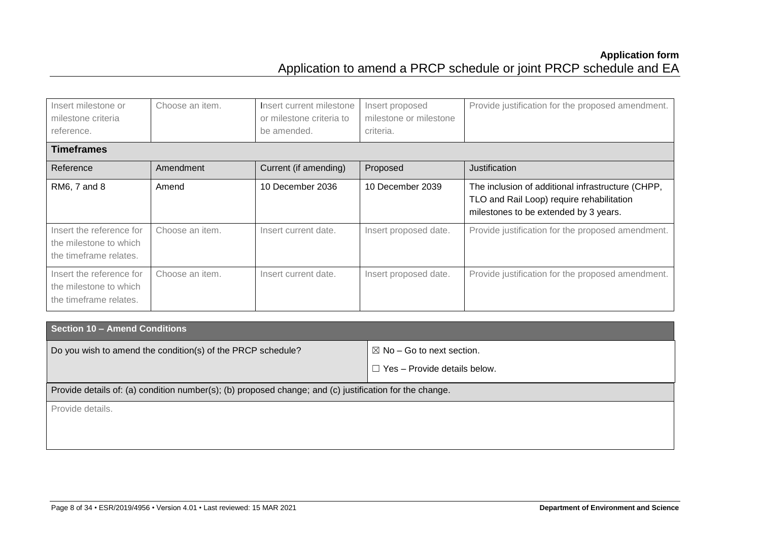| | | | | |
|---|---|---|---|---|
| Insert milestone or milestone criteria reference. | Choose an item. | Insert current milestone or milestone criteria to be amended. | Insert proposed milestone or milestone criteria. | Provide justification for the proposed amendment. |
| **Timeframes** | | | | |
| Reference | Amendment | Current (if amending) | Proposed | Justification |
| RM6, 7 and 8 | Amend | 10 December 2036 | 10 December 2039 | The inclusion of additional infrastructure (CHPP, TLO and Rail Loop) require rehabilitation milestones to be extended by 3 years. |
| Insert the reference for the milestone to which the timeframe relates. | Choose an item. | Insert current date. | Insert proposed date. | Provide justification for the proposed amendment. |
| Insert the reference for the milestone to which the timeframe relates. | Choose an item. | Insert current date. | Insert proposed date. | Provide justification for the proposed amendment. |

| **Section 10 – Amend Conditions** | |
|---|---|
| Do you wish to amend the condition(s) of the PRCP schedule? | ☒ No – Go to next section.<br>☐ Yes – Provide details below. |
| Provide details of: (a) condition number(s); (b) proposed change; and (c) justification for the change. | |
| Provide details. | |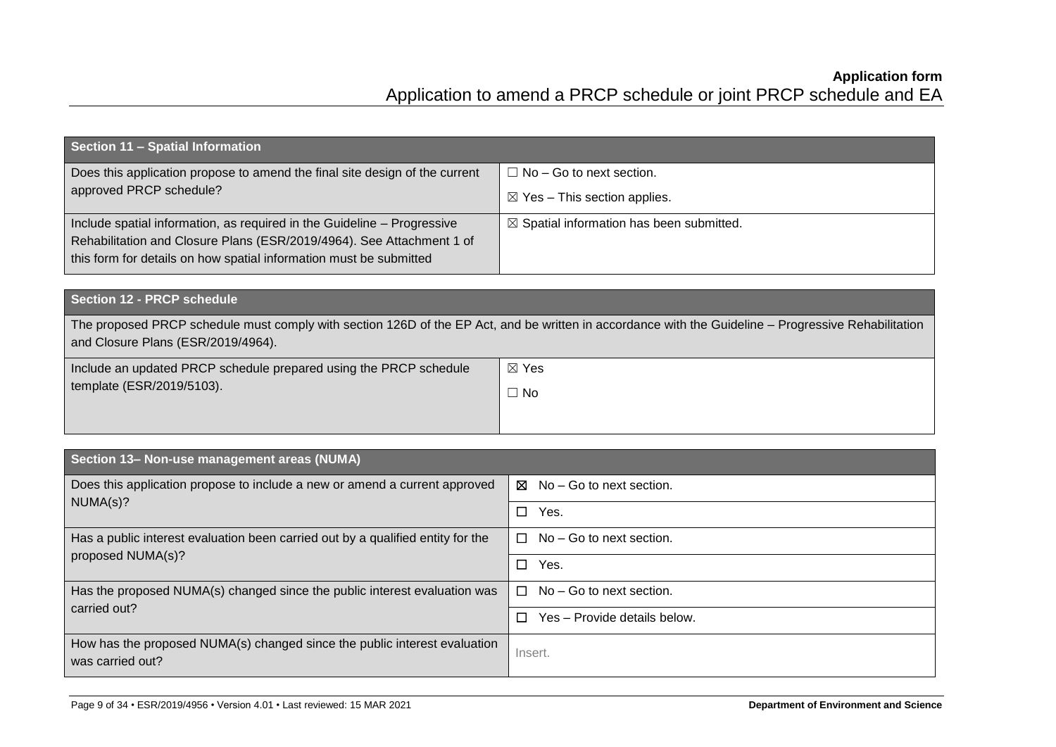| Section 11 – Spatial Information | |
|---|---|
| Does this application propose to amend the final site design of the current approved PRCP schedule? | ☐ No – Go to next section.<br>☒ Yes – This section applies. |
| Include spatial information, as required in the Guideline – Progressive Rehabilitation and Closure Plans (ESR/2019/4964). See Attachment 1 of this form for details on how spatial information must be submitted | ☒ Spatial information has been submitted. |

| Section 12 - PRCP schedule | |
|---|---|
| The proposed PRCP schedule must comply with section 126D of the EP Act, and be written in accordance with the Guideline – Progressive Rehabilitation and Closure Plans (ESR/2019/4964). | |
| Include an updated PRCP schedule prepared using the PRCP schedule template (ESR/2019/5103). | ☒ Yes<br>☐ No |

| Section 13– Non-use management areas (NUMA) | |
|---|---|
| Does this application propose to include a new or amend a current approved NUMA(s)? | ☒ No – Go to next section.<br>☐ Yes. |
| Has a public interest evaluation been carried out by a qualified entity for the proposed NUMA(s)? | ☐ No – Go to next section.<br>☐ Yes. |
| Has the proposed NUMA(s) changed since the public interest evaluation was carried out? | ☐ No – Go to next section.<br>☐ Yes – Provide details below. |
| How has the proposed NUMA(s) changed since the public interest evaluation was carried out? | Insert. |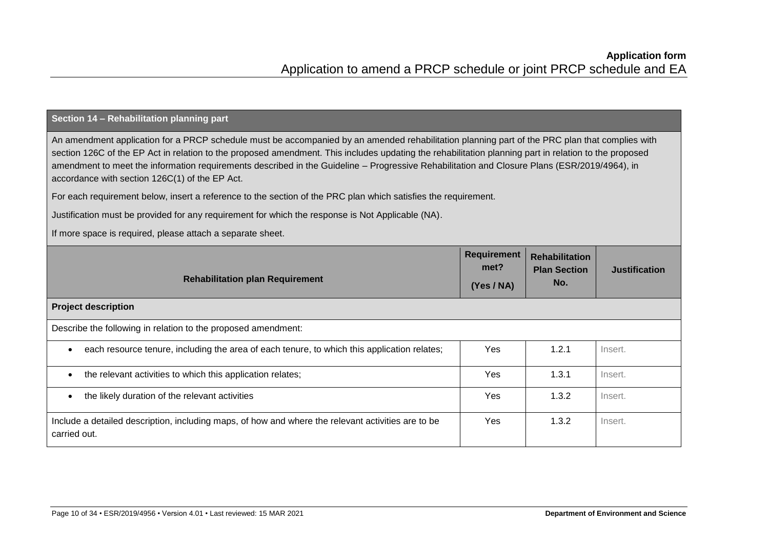| Section 14 – Rehabilitation planning part | | | |
|---|---|---|---|
| An amendment application for a PRCP schedule must be accompanied by an amended rehabilitation planning part of the PRC plan that complies with section 126C of the EP Act in relation to the proposed amendment. This includes updating the rehabilitation planning part in relation to the proposed amendment to meet the information requirements described in the Guideline – Progressive Rehabilitation and Closure Plans (ESR/2019/4964), in accordance with section 126C(1) of the EP Act.<br><br>For each requirement below, insert a reference to the section of the PRC plan which satisfies the requirement.<br><br>Justification must be provided for any requirement for which the response is Not Applicable (NA).<br><br>If more space is required, please attach a separate sheet. | | | |
| **Rehabilitation plan Requirement** | **Requirement met? (Yes / NA)** | **Rehabilitation Plan Section No.** | **Justification** |
| **Project description** | | | |
| Describe the following in relation to the proposed amendment: | | | |
| • each resource tenure, including the area of each tenure, to which this application relates; | Yes | 1.2.1 | Insert. |
| • the relevant activities to which this application relates; | Yes | 1.3.1 | Insert. |
| • the likely duration of the relevant activities | Yes | 1.3.2 | Insert. |
| Include a detailed description, including maps, of how and where the relevant activities are to be carried out. | Yes | 1.3.2 | Insert. |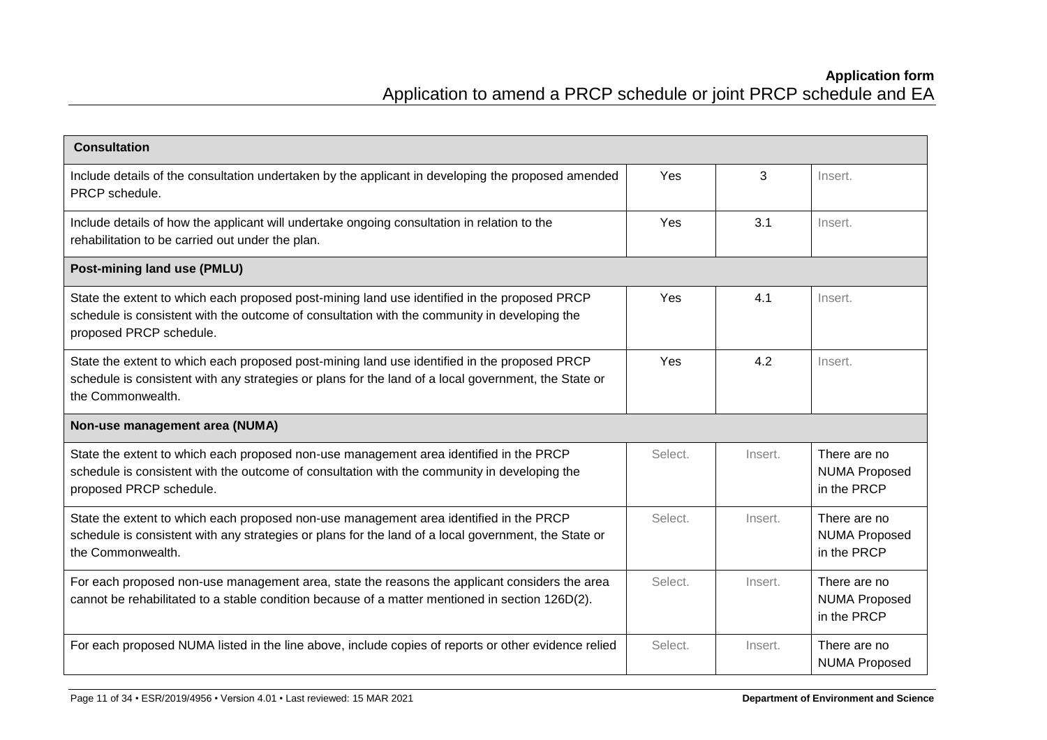| Consultation | | | |
|---|---|---|---|
| Include details of the consultation undertaken by the applicant in developing the proposed amended PRCP schedule. | Yes | 3 | Insert. |
| Include details of how the applicant will undertake ongoing consultation in relation to the rehabilitation to be carried out under the plan. | Yes | 3.1 | Insert. |
| **Post-mining land use (PMLU)** | | | |
| State the extent to which each proposed post-mining land use identified in the proposed PRCP schedule is consistent with the outcome of consultation with the community in developing the proposed PRCP schedule. | Yes | 4.1 | Insert. |
| State the extent to which each proposed post-mining land use identified in the proposed PRCP schedule is consistent with any strategies or plans for the land of a local government, the State or the Commonwealth. | Yes | 4.2 | Insert. |
| **Non-use management area (NUMA)** | | | |
| State the extent to which each proposed non-use management area identified in the PRCP schedule is consistent with the outcome of consultation with the community in developing the proposed PRCP schedule. | Select. | Insert. | There are no NUMA Proposed in the PRCP |
| State the extent to which each proposed non-use management area identified in the PRCP schedule is consistent with any strategies or plans for the land of a local government, the State or the Commonwealth. | Select. | Insert. | There are no NUMA Proposed in the PRCP |
| For each proposed non-use management area, state the reasons the applicant considers the area cannot be rehabilitated to a stable condition because of a matter mentioned in section 126D(2). | Select. | Insert. | There are no NUMA Proposed in the PRCP |
| For each proposed NUMA listed in the line above, include copies of reports or other evidence relied | Select. | Insert. | There are no NUMA Proposed |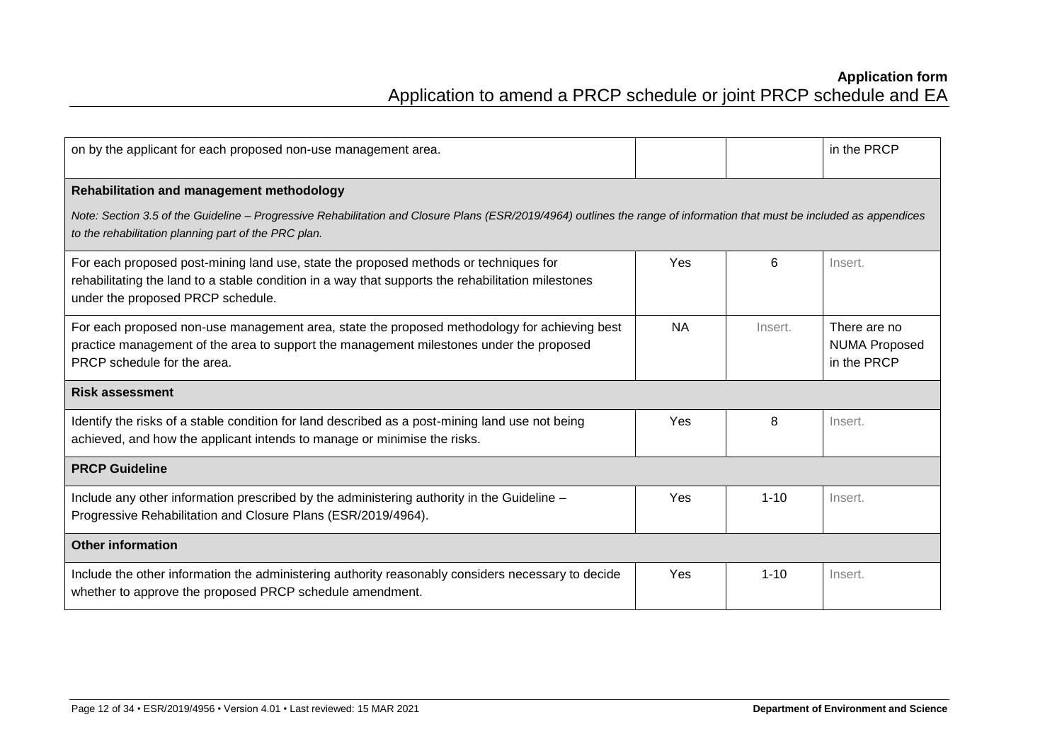| | | | |
|---|---|---|---|
| on by the applicant for each proposed non-use management area. | | | in the PRCP |
| **Rehabilitation and management methodology**<br>*Note: Section 3.5 of the Guideline – Progressive Rehabilitation and Closure Plans (ESR/2019/4964) outlines the range of information that must be included as appendices to the rehabilitation planning part of the PRC plan.* | | | |
| For each proposed post-mining land use, state the proposed methods or techniques for rehabilitating the land to a stable condition in a way that supports the rehabilitation milestones under the proposed PRCP schedule. | Yes | 6 | Insert. |
| For each proposed non-use management area, state the proposed methodology for achieving best practice management of the area to support the management milestones under the proposed PRCP schedule for the area. | NA | Insert. | There are no NUMA Proposed in the PRCP |
| **Risk assessment** | | | |
| Identify the risks of a stable condition for land described as a post-mining land use not being achieved, and how the applicant intends to manage or minimise the risks. | Yes | 8 | Insert. |
| **PRCP Guideline** | | | |
| Include any other information prescribed by the administering authority in the Guideline – Progressive Rehabilitation and Closure Plans (ESR/2019/4964). | Yes | 1-10 | Insert. |
| **Other information** | | | |
| Include the other information the administering authority reasonably considers necessary to decide whether to approve the proposed PRCP schedule amendment. | Yes | 1-10 | Insert. |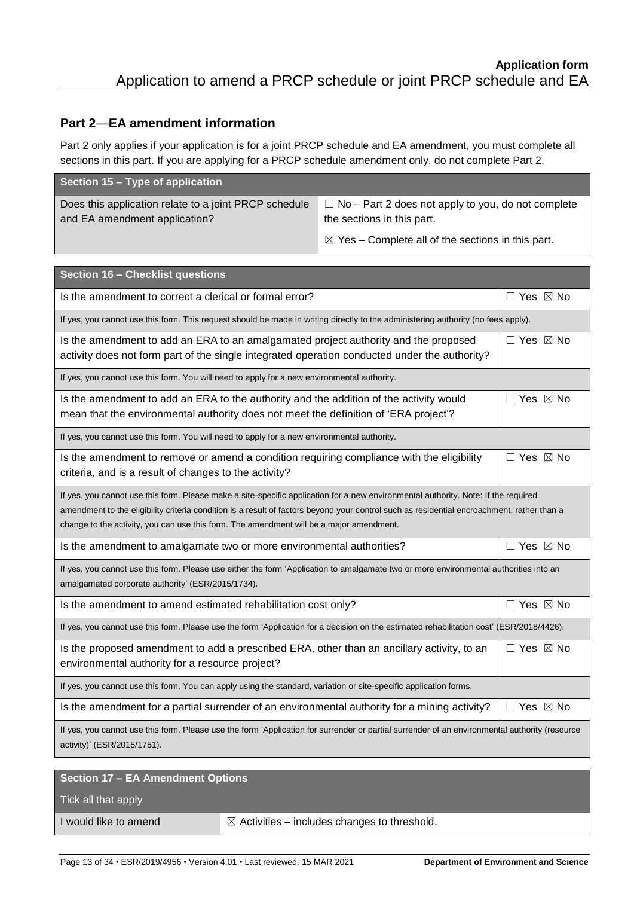## Part 2—EA amendment information

Part 2 only applies if your application is for a joint PRCP schedule and EA amendment, you must complete all sections in this part. If you are applying for a PRCP schedule amendment only, do not complete Part 2.

| Section 15 – Type of application | |
|---|---|
| Does this application relate to a joint PRCP schedule and EA amendment application? | ☐ No – Part 2 does not apply to you, do not complete the sections in this part.<br>☒ Yes – Complete all of the sections in this part. |

| Section 16 – Checklist questions | |
|---|---|
| Is the amendment to correct a clerical or formal error? | ☐ Yes ☒ No |
| If yes, you cannot use this form. This request should be made in writing directly to the administering authority (no fees apply). | |
| Is the amendment to add an ERA to an amalgamated project authority and the proposed activity does not form part of the single integrated operation conducted under the authority? | ☐ Yes ☒ No |
| If yes, you cannot use this form. You will need to apply for a new environmental authority. | |
| Is the amendment to add an ERA to the authority and the addition of the activity would mean that the environmental authority does not meet the definition of 'ERA project'? | ☐ Yes ☒ No |
| If yes, you cannot use this form. You will need to apply for a new environmental authority. | |
| Is the amendment to remove or amend a condition requiring compliance with the eligibility criteria, and is a result of changes to the activity? | ☐ Yes ☒ No |
| If yes, you cannot use this form. Please make a site-specific application for a new environmental authority. Note: If the required amendment to the eligibility criteria condition is a result of factors beyond your control such as residential encroachment, rather than a change to the activity, you can use this form. The amendment will be a major amendment. | |
| Is the amendment to amalgamate two or more environmental authorities? | ☐ Yes ☒ No |
| If yes, you cannot use this form. Please use either the form 'Application to amalgamate two or more environmental authorities into an amalgamated corporate authority' (ESR/2015/1734). | |
| Is the amendment to amend estimated rehabilitation cost only? | ☐ Yes ☒ No |
| If yes, you cannot use this form. Please use the form 'Application for a decision on the estimated rehabilitation cost' (ESR/2018/4426). | |
| Is the proposed amendment to add a prescribed ERA, other than an ancillary activity, to an environmental authority for a resource project? | ☐ Yes ☒ No |
| If yes, you cannot use this form. You can apply using the standard, variation or site-specific application forms. | |
| Is the amendment for a partial surrender of an environmental authority for a mining activity? | ☐ Yes ☒ No |
| If yes, you cannot use this form. Please use the form 'Application for surrender or partial surrender of an environmental authority (resource activity)' (ESR/2015/1751). | |

| Section 17 – EA Amendment Options | |
|---|---|
| Tick all that apply | |
| I would like to amend | ☒ Activities – includes changes to threshold. |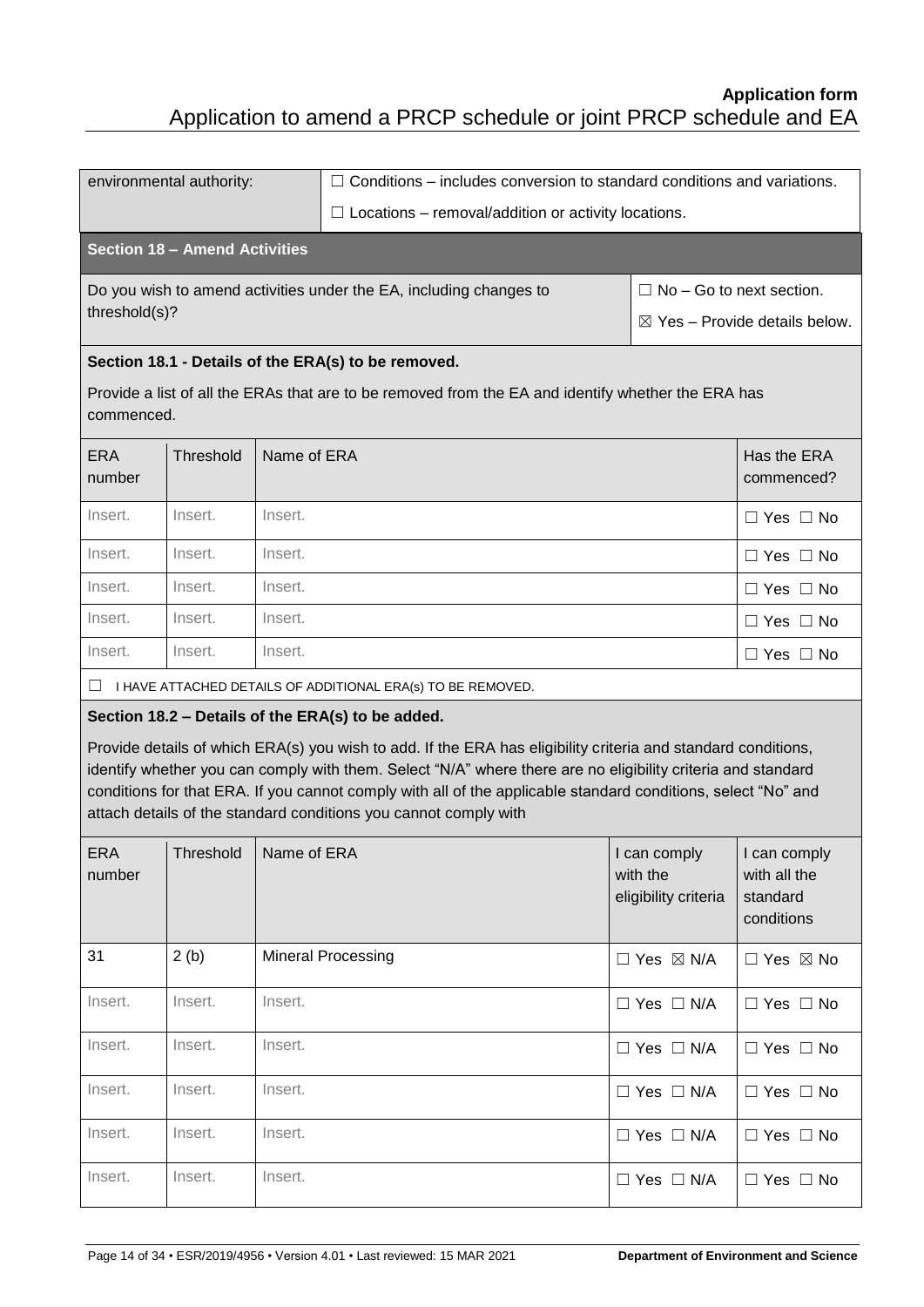| environmental authority: | ☐ Conditions – includes conversion to standard conditions and variations. ☐ Locations – removal/addition or activity locations. |
|---|---|

## Section 18 – Amend Activities

| Do you wish to amend activities under the EA, including changes to threshold(s)? | ☐ No – Go to next section. ☒ Yes – Provide details below. |
|---|---|

**Section 18.1 - Details of the ERA(s) to be removed.**

Provide a list of all the ERAs that are to be removed from the EA and identify whether the ERA has commenced.

| ERA number | Threshold | Name of ERA | Has the ERA commenced? |
|---|---|---|---|
| Insert. | Insert. | Insert. | ☐ Yes ☐ No |
| Insert. | Insert. | Insert. | ☐ Yes ☐ No |
| Insert. | Insert. | Insert. | ☐ Yes ☐ No |
| Insert. | Insert. | Insert. | ☐ Yes ☐ No |
| Insert. | Insert. | Insert. | ☐ Yes ☐ No |

☐ I HAVE ATTACHED DETAILS OF ADDITIONAL ERA(s) TO BE REMOVED.

**Section 18.2 – Details of the ERA(s) to be added.**

Provide details of which ERA(s) you wish to add. If the ERA has eligibility criteria and standard conditions, identify whether you can comply with them. Select "N/A" where there are no eligibility criteria and standard conditions for that ERA. If you cannot comply with all of the applicable standard conditions, select "No" and attach details of the standard conditions you cannot comply with

| ERA number | Threshold | Name of ERA | I can comply with the eligibility criteria | I can comply with all the standard conditions |
|---|---|---|---|---|
| 31 | 2 (b) | Mineral Processing | ☐ Yes ☒ N/A | ☐ Yes ☒ No |
| Insert. | Insert. | Insert. | ☐ Yes ☐ N/A | ☐ Yes ☐ No |
| Insert. | Insert. | Insert. | ☐ Yes ☐ N/A | ☐ Yes ☐ No |
| Insert. | Insert. | Insert. | ☐ Yes ☐ N/A | ☐ Yes ☐ No |
| Insert. | Insert. | Insert. | ☐ Yes ☐ N/A | ☐ Yes ☐ No |
| Insert. | Insert. | Insert. | ☐ Yes ☐ N/A | ☐ Yes ☐ No |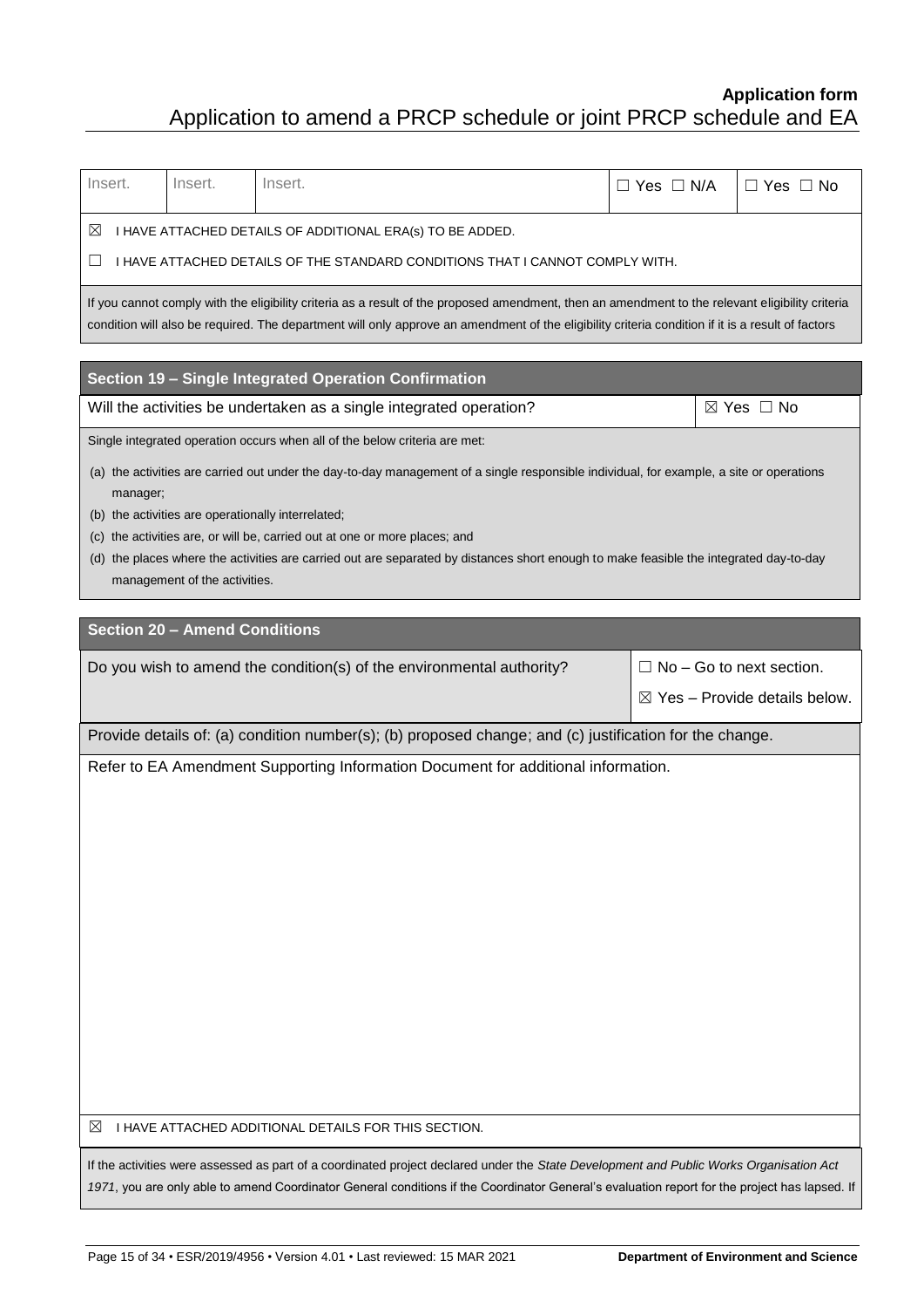| | | | | |
|---|---|---|---|---|
| Insert. | Insert. | Insert. | ☐ Yes ☐ N/A | ☐ Yes ☐ No |

☒ I HAVE ATTACHED DETAILS OF ADDITIONAL ERA(s) TO BE ADDED.

☐ I HAVE ATTACHED DETAILS OF THE STANDARD CONDITIONS THAT I CANNOT COMPLY WITH.

If you cannot comply with the eligibility criteria as a result of the proposed amendment, then an amendment to the relevant eligibility criteria condition will also be required. The department will only approve an amendment of the eligibility criteria condition if it is a result of factors

## Section 19 – Single Integrated Operation Confirmation

| | |
|---|---|
| Will the activities be undertaken as a single integrated operation? | ☒ Yes ☐ No |

Single integrated operation occurs when all of the below criteria are met:

(a) the activities are carried out under the day-to-day management of a single responsible individual, for example, a site or operations manager;
(b) the activities are operationally interrelated;
(c) the activities are, or will be, carried out at one or more places; and
(d) the places where the activities are carried out are separated by distances short enough to make feasible the integrated day-to-day management of the activities.

## Section 20 – Amend Conditions

| | |
|---|---|
| Do you wish to amend the condition(s) of the environmental authority? | ☐ No – Go to next section.<br>☒ Yes – Provide details below. |

Provide details of: (a) condition number(s); (b) proposed change; and (c) justification for the change.

Refer to EA Amendment Supporting Information Document for additional information.

☒ I HAVE ATTACHED ADDITIONAL DETAILS FOR THIS SECTION.

If the activities were assessed as part of a coordinated project declared under the *State Development and Public Works Organisation Act 1971*, you are only able to amend Coordinator General conditions if the Coordinator General's evaluation report for the project has lapsed. If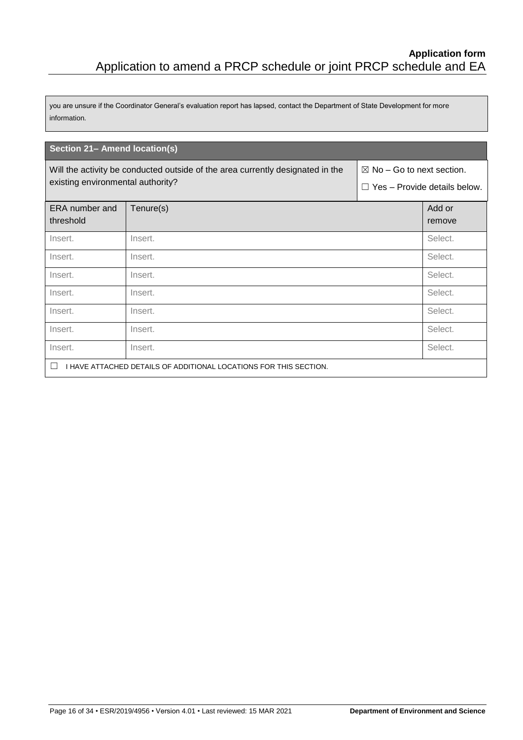you are unsure if the Coordinator General's evaluation report has lapsed, contact the Department of State Development for more information.

## Section 21– Amend location(s)

| | |
|---|---|
| Will the activity be conducted outside of the area currently designated in the existing environmental authority? | ☒ No – Go to next section.<br>☐ Yes – Provide details below. |

| ERA number and threshold | Tenure(s) | Add or remove |
|---|---|---|
| Insert. | Insert. | Select. |
| Insert. | Insert. | Select. |
| Insert. | Insert. | Select. |
| Insert. | Insert. | Select. |
| Insert. | Insert. | Select. |
| Insert. | Insert. | Select. |
| Insert. | Insert. | Select. |

☐ I HAVE ATTACHED DETAILS OF ADDITIONAL LOCATIONS FOR THIS SECTION.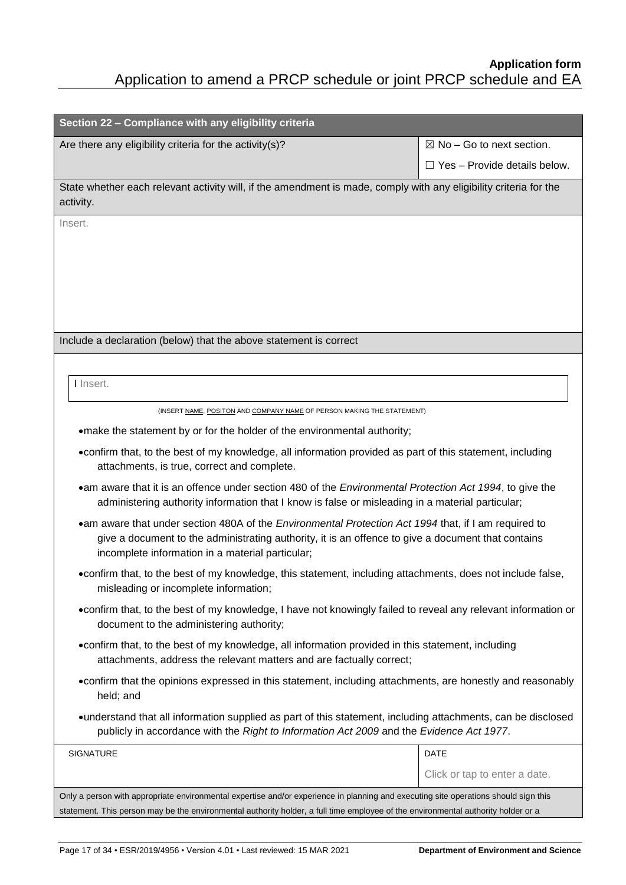## Section 22 – Compliance with any eligibility criteria

| | |
|---|---|
| Are there any eligibility criteria for the activity(s)? | ☒ No – Go to next section.<br>☐ Yes – Provide details below. |

State whether each relevant activity will, if the amendment is made, comply with any eligibility criteria for the activity.

Insert.

Include a declaration (below) that the above statement is correct

I Insert.

(INSERT NAME, POSITON AND COMPANY NAME OF PERSON MAKING THE STATEMENT)

- make the statement by or for the holder of the environmental authority;
- confirm that, to the best of my knowledge, all information provided as part of this statement, including attachments, is true, correct and complete.
- am aware that it is an offence under section 480 of the *Environmental Protection Act 1994*, to give the administering authority information that I know is false or misleading in a material particular;
- am aware that under section 480A of the *Environmental Protection Act 1994* that, if I am required to give a document to the administrating authority, it is an offence to give a document that contains incomplete information in a material particular;
- confirm that, to the best of my knowledge, this statement, including attachments, does not include false, misleading or incomplete information;
- confirm that, to the best of my knowledge, I have not knowingly failed to reveal any relevant information or document to the administering authority;
- confirm that, to the best of my knowledge, all information provided in this statement, including attachments, address the relevant matters and are factually correct;
- confirm that the opinions expressed in this statement, including attachments, are honestly and reasonably held; and
- understand that all information supplied as part of this statement, including attachments, can be disclosed publicly in accordance with the *Right to Information Act 2009* and the *Evidence Act 1977*.

| SIGNATURE | DATE |
|---|---|
| | Click or tap to enter a date. |

Only a person with appropriate environmental expertise and/or experience in planning and executing site operations should sign this statement. This person may be the environmental authority holder, a full time employee of the environmental authority holder or a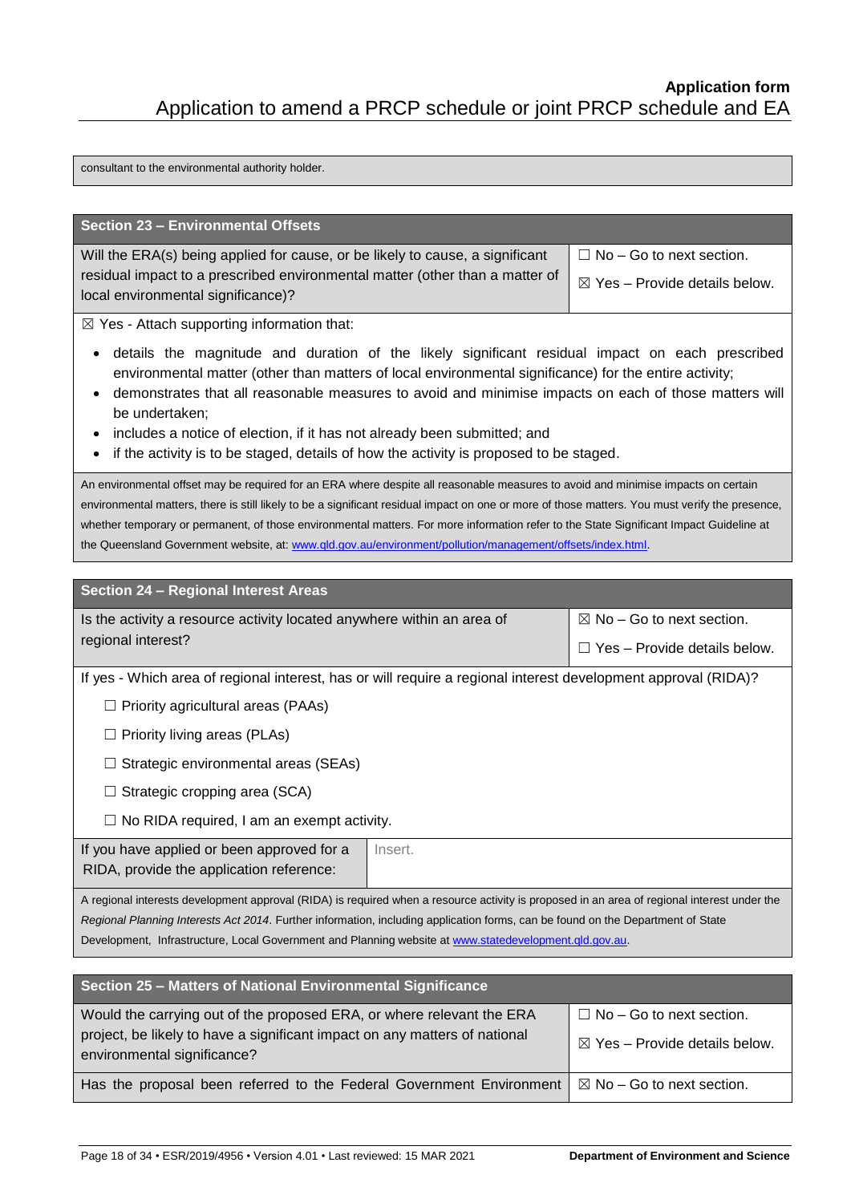consultant to the environmental authority holder.

## Section 23 – Environmental Offsets

| | |
|---|---|
| Will the ERA(s) being applied for cause, or be likely to cause, a significant residual impact to a prescribed environmental matter (other than a matter of local environmental significance)? | ☐ No – Go to next section.<br>☒ Yes – Provide details below. |

☒ Yes - Attach supporting information that:

- details the magnitude and duration of the likely significant residual impact on each prescribed environmental matter (other than matters of local environmental significance) for the entire activity;
- demonstrates that all reasonable measures to avoid and minimise impacts on each of those matters will be undertaken;
- includes a notice of election, if it has not already been submitted; and
- if the activity is to be staged, details of how the activity is proposed to be staged.

An environmental offset may be required for an ERA where despite all reasonable measures to avoid and minimise impacts on certain environmental matters, there is still likely to be a significant residual impact on one or more of those matters. You must verify the presence, whether temporary or permanent, of those environmental matters. For more information refer to the State Significant Impact Guideline at the Queensland Government website, at: www.qld.gov.au/environment/pollution/management/offsets/index.html.

## Section 24 – Regional Interest Areas

| | |
|---|---|
| Is the activity a resource activity located anywhere within an area of regional interest? | ☒ No – Go to next section.<br>☐ Yes – Provide details below. |

If yes - Which area of regional interest, has or will require a regional interest development approval (RIDA)?

☐ Priority agricultural areas (PAAs)

☐ Priority living areas (PLAs)

☐ Strategic environmental areas (SEAs)

☐ Strategic cropping area (SCA)

☐ No RIDA required, I am an exempt activity.

| | |
|---|---|
| If you have applied or been approved for a RIDA, provide the application reference: | Insert. |

A regional interests development approval (RIDA) is required when a resource activity is proposed in an area of regional interest under the *Regional Planning Interests Act 2014*. Further information, including application forms, can be found on the Department of State Development, Infrastructure, Local Government and Planning website at www.statedevelopment.qld.gov.au.

## Section 25 – Matters of National Environmental Significance

| | |
|---|---|
| Would the carrying out of the proposed ERA, or where relevant the ERA project, be likely to have a significant impact on any matters of national environmental significance? | ☐ No – Go to next section.<br>☒ Yes – Provide details below. |
| Has the proposal been referred to the Federal Government Environment | ☒ No – Go to next section. |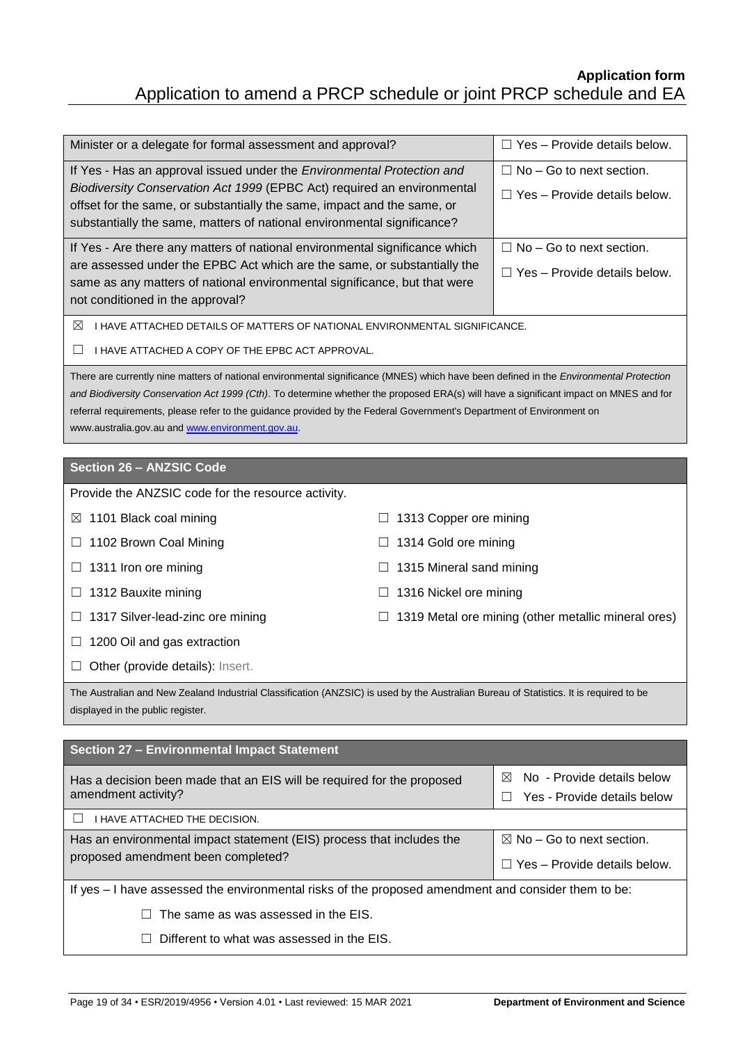| | |
|---|---|
| Minister or a delegate for formal assessment and approval? | ☐ Yes – Provide details below. |
| If Yes - Has an approval issued under the *Environmental Protection and Biodiversity Conservation Act 1999* (EPBC Act) required an environmental offset for the same, or substantially the same, impact and the same, or substantially the same, matters of national environmental significance? | ☐ No – Go to next section.<br>☐ Yes – Provide details below. |
| If Yes - Are there any matters of national environmental significance which are assessed under the EPBC Act which are the same, or substantially the same as any matters of national environmental significance, but that were not conditioned in the approval? | ☐ No – Go to next section.<br>☐ Yes – Provide details below. |

☒ I HAVE ATTACHED DETAILS OF MATTERS OF NATIONAL ENVIRONMENTAL SIGNIFICANCE.

☐ I HAVE ATTACHED A COPY OF THE EPBC ACT APPROVAL.

There are currently nine matters of national environmental significance (MNES) which have been defined in the *Environmental Protection and Biodiversity Conservation Act 1999 (Cth)*. To determine whether the proposed ERA(s) will have a significant impact on MNES and for referral requirements, please refer to the guidance provided by the Federal Government's Department of Environment on www.australia.gov.au and www.environment.gov.au.

## Section 26 – ANZSIC Code

Provide the ANZSIC code for the resource activity.

- ☒ 1101 Black coal mining
- ☐ 1102 Brown Coal Mining
- ☐ 1311 Iron ore mining
- ☐ 1312 Bauxite mining
- ☐ 1317 Silver-lead-zinc ore mining
- ☐ 1313 Copper ore mining
- ☐ 1314 Gold ore mining
- ☐ 1315 Mineral sand mining
- ☐ 1316 Nickel ore mining
- ☐ 1319 Metal ore mining (other metallic mineral ores)
- ☐ 1200 Oil and gas extraction
- ☐ Other (provide details): Insert.

The Australian and New Zealand Industrial Classification (ANZSIC) is used by the Australian Bureau of Statistics. It is required to be displayed in the public register.

## Section 27 – Environmental Impact Statement

| | |
|---|---|
| Has a decision been made that an EIS will be required for the proposed amendment activity? | ☒ No - Provide details below<br>☐ Yes - Provide details below |

☐ I HAVE ATTACHED THE DECISION.

| | |
|---|---|
| Has an environmental impact statement (EIS) process that includes the proposed amendment been completed? | ☒ No – Go to next section.<br>☐ Yes – Provide details below. |

If yes – I have assessed the environmental risks of the proposed amendment and consider them to be:

- ☐ The same as was assessed in the EIS.
- ☐ Different to what was assessed in the EIS.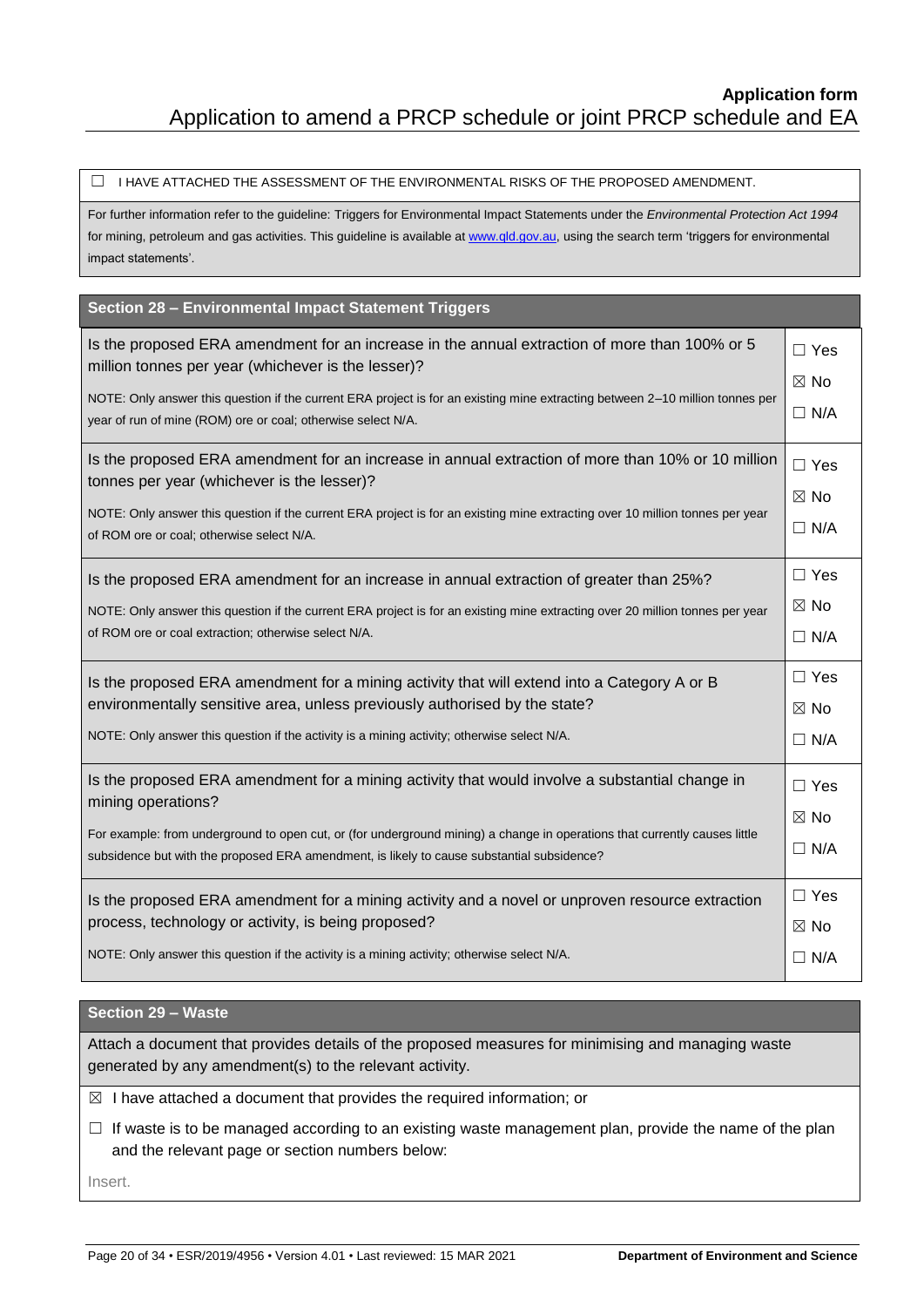☐ I HAVE ATTACHED THE ASSESSMENT OF THE ENVIRONMENTAL RISKS OF THE PROPOSED AMENDMENT.

For further information refer to the guideline: Triggers for Environmental Impact Statements under the *Environmental Protection Act 1994* for mining, petroleum and gas activities. This guideline is available at www.qld.gov.au, using the search term 'triggers for environmental impact statements'.

## Section 28 – Environmental Impact Statement Triggers

| | |
|---|---|
| Is the proposed ERA amendment for an increase in the annual extraction of more than 100% or 5 million tonnes per year (whichever is the lesser)?<br><br>NOTE: Only answer this question if the current ERA project is for an existing mine extracting between 2–10 million tonnes per year of run of mine (ROM) ore or coal; otherwise select N/A. | ☐ Yes<br>☒ No<br>☐ N/A |
| Is the proposed ERA amendment for an increase in annual extraction of more than 10% or 10 million tonnes per year (whichever is the lesser)?<br><br>NOTE: Only answer this question if the current ERA project is for an existing mine extracting over 10 million tonnes per year of ROM ore or coal; otherwise select N/A. | ☐ Yes<br>☒ No<br>☐ N/A |
| Is the proposed ERA amendment for an increase in annual extraction of greater than 25%?<br><br>NOTE: Only answer this question if the current ERA project is for an existing mine extracting over 20 million tonnes per year of ROM ore or coal extraction; otherwise select N/A. | ☐ Yes<br>☒ No<br>☐ N/A |
| Is the proposed ERA amendment for a mining activity that will extend into a Category A or B environmentally sensitive area, unless previously authorised by the state?<br><br>NOTE: Only answer this question if the activity is a mining activity; otherwise select N/A. | ☐ Yes<br>☒ No<br>☐ N/A |
| Is the proposed ERA amendment for a mining activity that would involve a substantial change in mining operations?<br><br>For example: from underground to open cut, or (for underground mining) a change in operations that currently causes little subsidence but with the proposed ERA amendment, is likely to cause substantial subsidence? | ☐ Yes<br>☒ No<br>☐ N/A |
| Is the proposed ERA amendment for a mining activity and a novel or unproven resource extraction process, technology or activity, is being proposed?<br><br>NOTE: Only answer this question if the activity is a mining activity; otherwise select N/A. | ☐ Yes<br>☒ No<br>☐ N/A |

## Section 29 – Waste

Attach a document that provides details of the proposed measures for minimising and managing waste generated by any amendment(s) to the relevant activity.

☒ I have attached a document that provides the required information; or

☐ If waste is to be managed according to an existing waste management plan, provide the name of the plan and the relevant page or section numbers below:

Insert.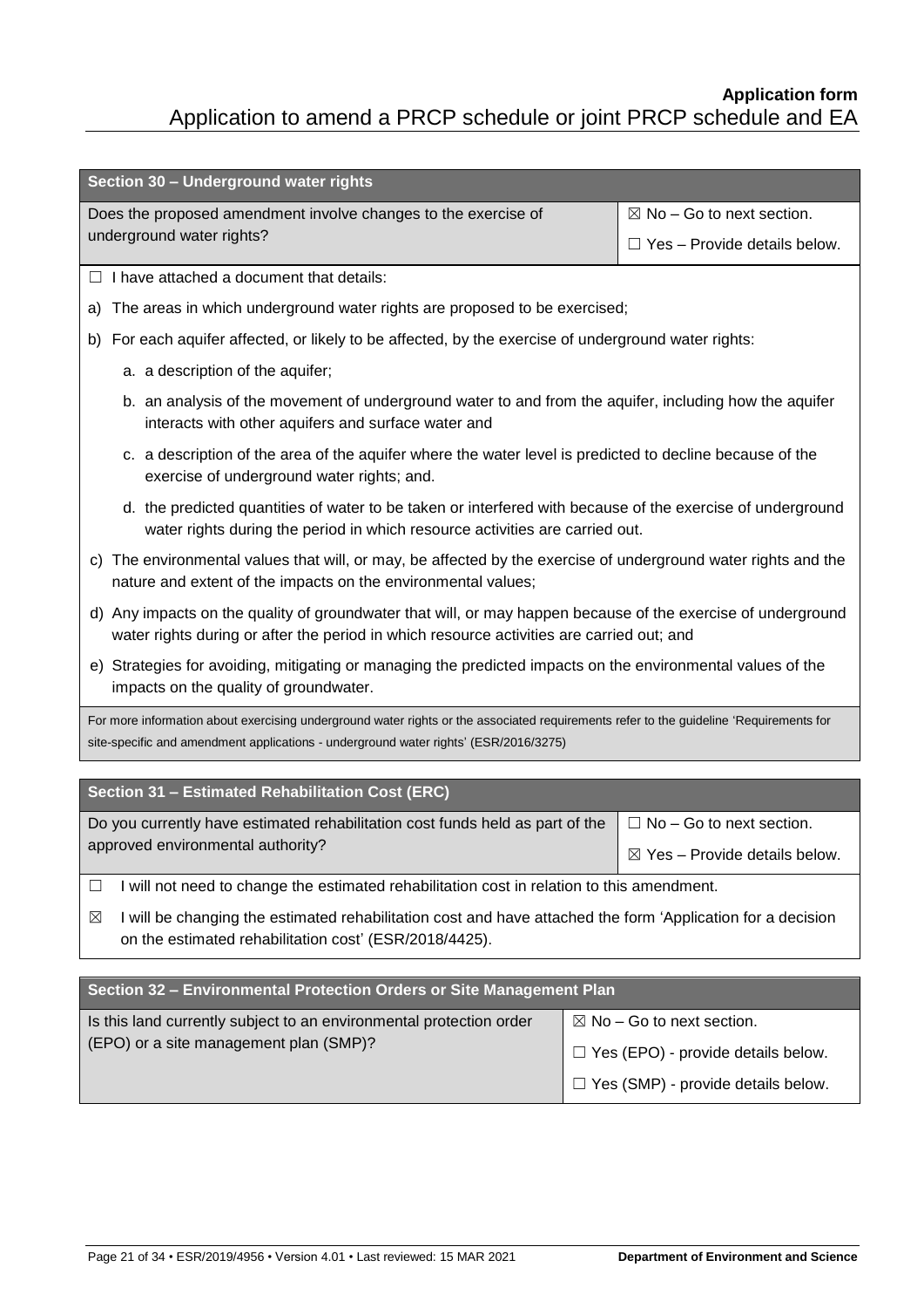## Section 30 – Underground water rights

| | |
|---|---|
| Does the proposed amendment involve changes to the exercise of underground water rights? | ☒ No – Go to next section.<br>☐ Yes – Provide details below. |

☐ I have attached a document that details:

a) The areas in which underground water rights are proposed to be exercised;

b) For each aquifer affected, or likely to be affected, by the exercise of underground water rights:

   a. a description of the aquifer;

   b. an analysis of the movement of underground water to and from the aquifer, including how the aquifer interacts with other aquifers and surface water and

   c. a description of the area of the aquifer where the water level is predicted to decline because of the exercise of underground water rights; and.

   d. the predicted quantities of water to be taken or interfered with because of the exercise of underground water rights during the period in which resource activities are carried out.

c) The environmental values that will, or may, be affected by the exercise of underground water rights and the nature and extent of the impacts on the environmental values;

d) Any impacts on the quality of groundwater that will, or may happen because of the exercise of underground water rights during or after the period in which resource activities are carried out; and

e) Strategies for avoiding, mitigating or managing the predicted impacts on the environmental values of the impacts on the quality of groundwater.

For more information about exercising underground water rights or the associated requirements refer to the guideline 'Requirements for site-specific and amendment applications - underground water rights' (ESR/2016/3275)

## Section 31 – Estimated Rehabilitation Cost (ERC)

| | |
|---|---|
| Do you currently have estimated rehabilitation cost funds held as part of the approved environmental authority? | ☐ No – Go to next section.<br>☒ Yes – Provide details below. |

☐ I will not need to change the estimated rehabilitation cost in relation to this amendment.

☒ I will be changing the estimated rehabilitation cost and have attached the form 'Application for a decision on the estimated rehabilitation cost' (ESR/2018/4425).

## Section 32 – Environmental Protection Orders or Site Management Plan

| | |
|---|---|
| Is this land currently subject to an environmental protection order (EPO) or a site management plan (SMP)? | ☒ No – Go to next section.<br>☐ Yes (EPO) - provide details below.<br>☐ Yes (SMP) - provide details below. |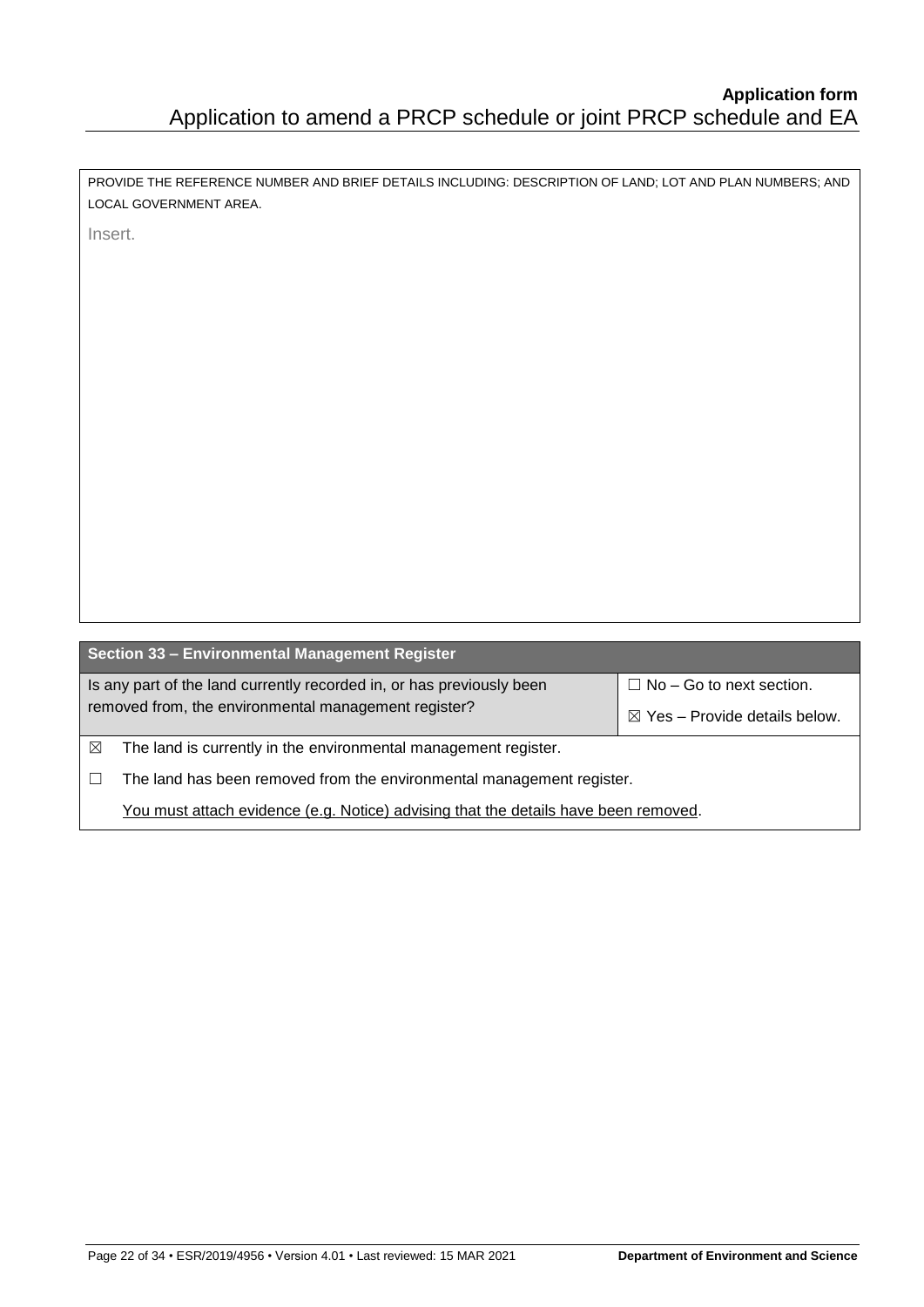PROVIDE THE REFERENCE NUMBER AND BRIEF DETAILS INCLUDING: DESCRIPTION OF LAND; LOT AND PLAN NUMBERS; AND LOCAL GOVERNMENT AREA.

Insert.

## Section 33 – Environmental Management Register

| | |
|---|---|
| Is any part of the land currently recorded in, or has previously been removed from, the environmental management register? | ☐ No – Go to next section.<br>☒ Yes – Provide details below. |

☒ The land is currently in the environmental management register.

☐ The land has been removed from the environmental management register.

You must attach evidence (e.g. Notice) advising that the details have been removed.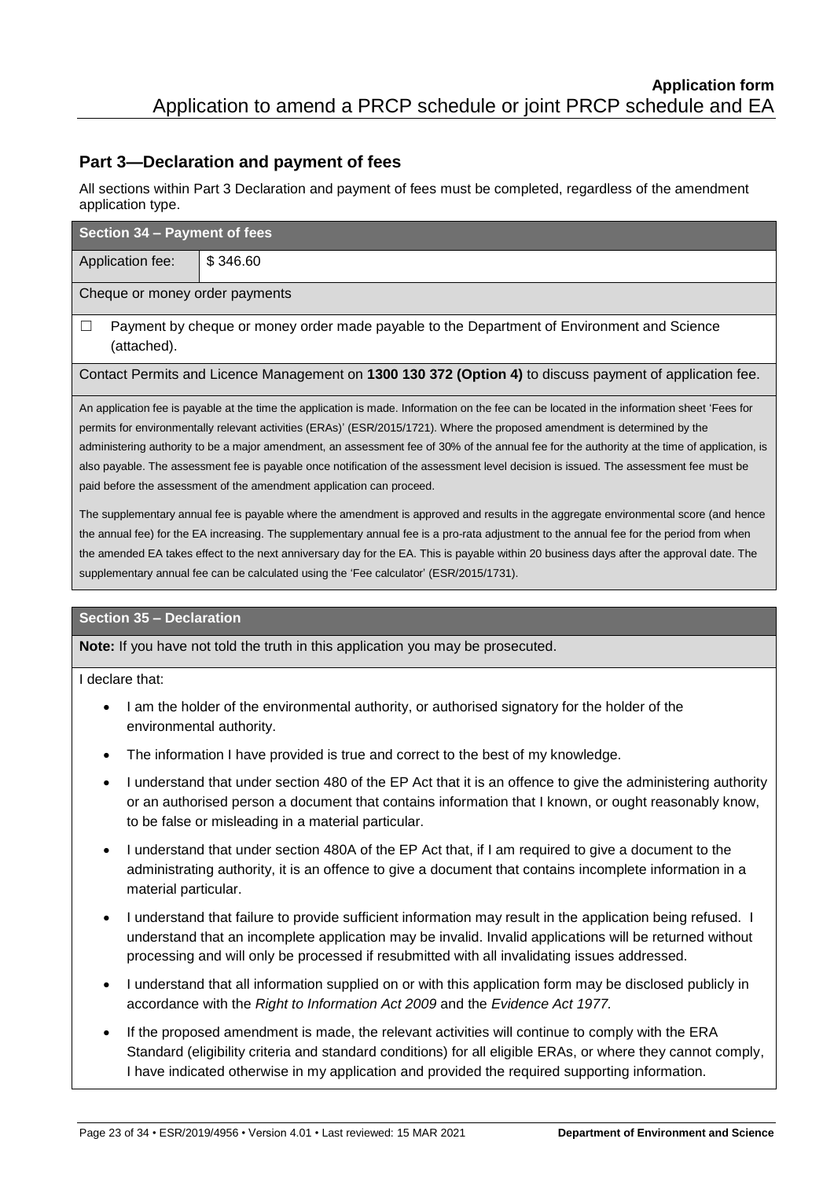**Application form**

Application to amend a PRCP schedule or joint PRCP schedule and EA

## Part 3—Declaration and payment of fees

All sections within Part 3 Declaration and payment of fees must be completed, regardless of the amendment application type.

| Section 34 – Payment of fees | |
|---|---|
| Application fee: | $ 346.60 |
| Cheque or money order payments | |
| ☐ Payment by cheque or money order made payable to the Department of Environment and Science (attached). | |
| Contact Permits and Licence Management on **1300 130 372 (Option 4)** to discuss payment of application fee. | |

An application fee is payable at the time the application is made. Information on the fee can be located in the information sheet 'Fees for permits for environmentally relevant activities (ERAs)' (ESR/2015/1721). Where the proposed amendment is determined by the administering authority to be a major amendment, an assessment fee of 30% of the annual fee for the authority at the time of application, is also payable. The assessment fee is payable once notification of the assessment level decision is issued. The assessment fee must be paid before the assessment of the amendment application can proceed.

The supplementary annual fee is payable where the amendment is approved and results in the aggregate environmental score (and hence the annual fee) for the EA increasing. The supplementary annual fee is a pro-rata adjustment to the annual fee for the period from when the amended EA takes effect to the next anniversary day for the EA. This is payable within 20 business days after the approval date. The supplementary annual fee can be calculated using the 'Fee calculator' (ESR/2015/1731).

### Section 35 – Declaration

**Note:** If you have not told the truth in this application you may be prosecuted.

I declare that:

- I am the holder of the environmental authority, or authorised signatory for the holder of the environmental authority.
- The information I have provided is true and correct to the best of my knowledge.
- I understand that under section 480 of the EP Act that it is an offence to give the administering authority or an authorised person a document that contains information that I known, or ought reasonably know, to be false or misleading in a material particular.
- I understand that under section 480A of the EP Act that, if I am required to give a document to the administrating authority, it is an offence to give a document that contains incomplete information in a material particular.
- I understand that failure to provide sufficient information may result in the application being refused. I understand that an incomplete application may be invalid. Invalid applications will be returned without processing and will only be processed if resubmitted with all invalidating issues addressed.
- I understand that all information supplied on or with this application form may be disclosed publicly in accordance with the *Right to Information Act 2009* and the *Evidence Act 1977.*
- If the proposed amendment is made, the relevant activities will continue to comply with the ERA Standard (eligibility criteria and standard conditions) for all eligible ERAs, or where they cannot comply, I have indicated otherwise in my application and provided the required supporting information.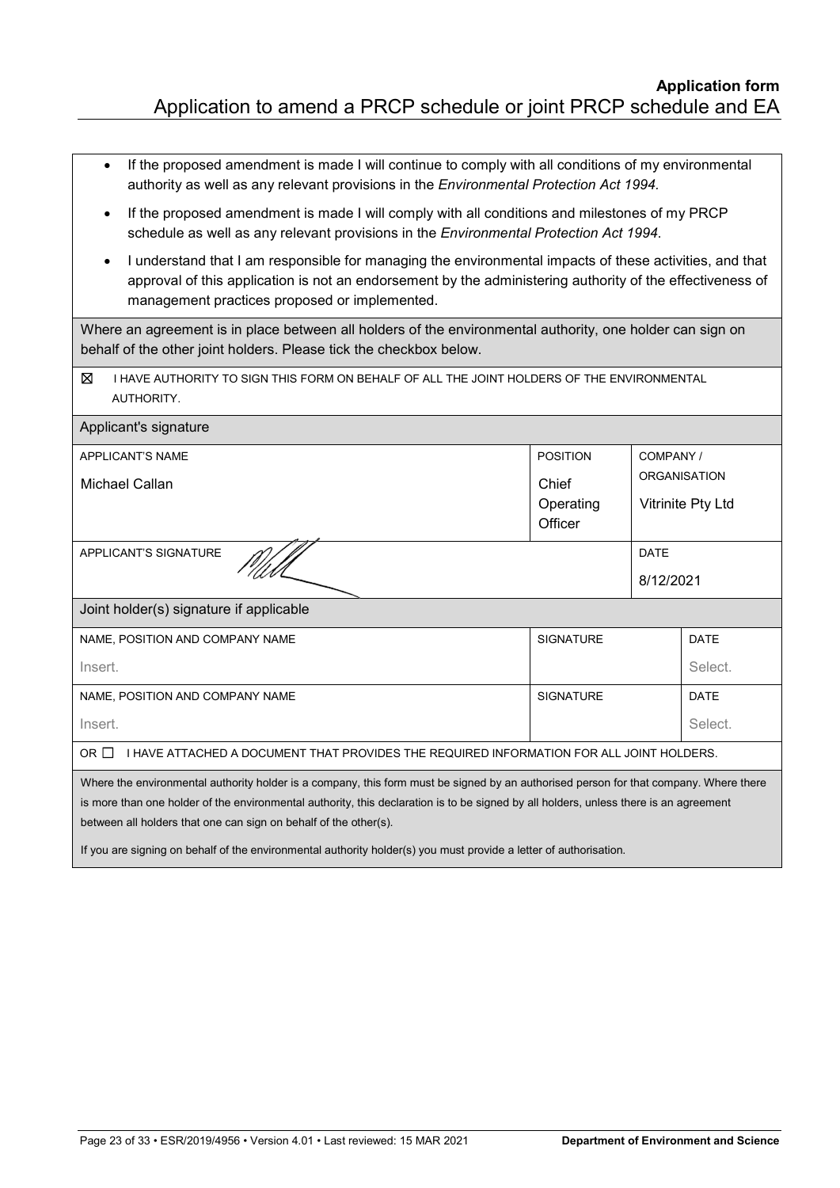- If the proposed amendment is made I will continue to comply with all conditions of my environmental authority as well as any relevant provisions in the *Environmental Protection Act 1994.*
- If the proposed amendment is made I will comply with all conditions and milestones of my PRCP schedule as well as any relevant provisions in the *Environmental Protection Act 1994*.
- I understand that I am responsible for managing the environmental impacts of these activities, and that approval of this application is not an endorsement by the administering authority of the effectiveness of management practices proposed or implemented.

Where an agreement is in place between all holders of the environmental authority, one holder can sign on behalf of the other joint holders. Please tick the checkbox below.

☒ I HAVE AUTHORITY TO SIGN THIS FORM ON BEHALF OF ALL THE JOINT HOLDERS OF THE ENVIRONMENTAL AUTHORITY.

**Applicant's signature**

| APPLICANT'S NAME | POSITION | COMPANY / ORGANISATION |
|---|---|---|
| Michael Callan | Chief Operating Officer | Vitrinite Pty Ltd |

| APPLICANT'S SIGNATURE | DATE |
|---|---|
| [signature] | 8/12/2021 |

**Joint holder(s) signature if applicable**

| NAME, POSITION AND COMPANY NAME | SIGNATURE | DATE |
|---|---|---|
| Insert. | | Select. |
| NAME, POSITION AND COMPANY NAME | SIGNATURE | DATE |
| Insert. | | Select. |

OR ☐ I HAVE ATTACHED A DOCUMENT THAT PROVIDES THE REQUIRED INFORMATION FOR ALL JOINT HOLDERS.

Where the environmental authority holder is a company, this form must be signed by an authorised person for that company. Where there is more than one holder of the environmental authority, this declaration is to be signed by all holders, unless there is an agreement between all holders that one can sign on behalf of the other(s).

If you are signing on behalf of the environmental authority holder(s) you must provide a letter of authorisation.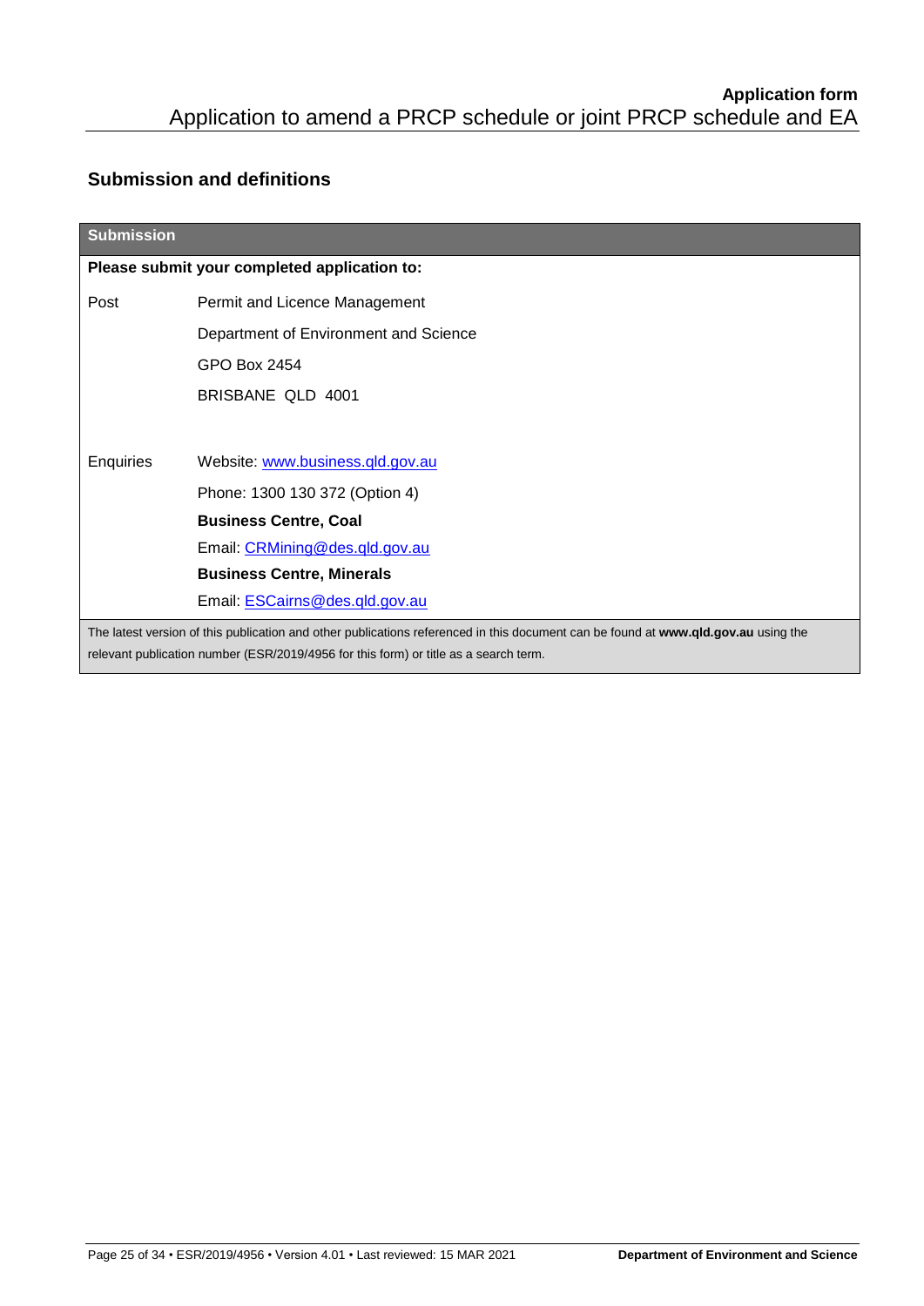## Submission and definitions

| Submission | |
|---|---|
| **Please submit your completed application to:** | |
| Post | Permit and Licence Management<br>Department of Environment and Science<br>GPO Box 2454<br>BRISBANE QLD 4001 |
| Enquiries | Website: www.business.qld.gov.au<br>Phone: 1300 130 372 (Option 4)<br>**Business Centre, Coal**<br>Email: CRMining@des.qld.gov.au<br>**Business Centre, Minerals**<br>Email: ESCairns@des.qld.gov.au |
| The latest version of this publication and other publications referenced in this document can be found at **www.qld.gov.au** using the relevant publication number (ESR/2019/4956 for this form) or title as a search term. | |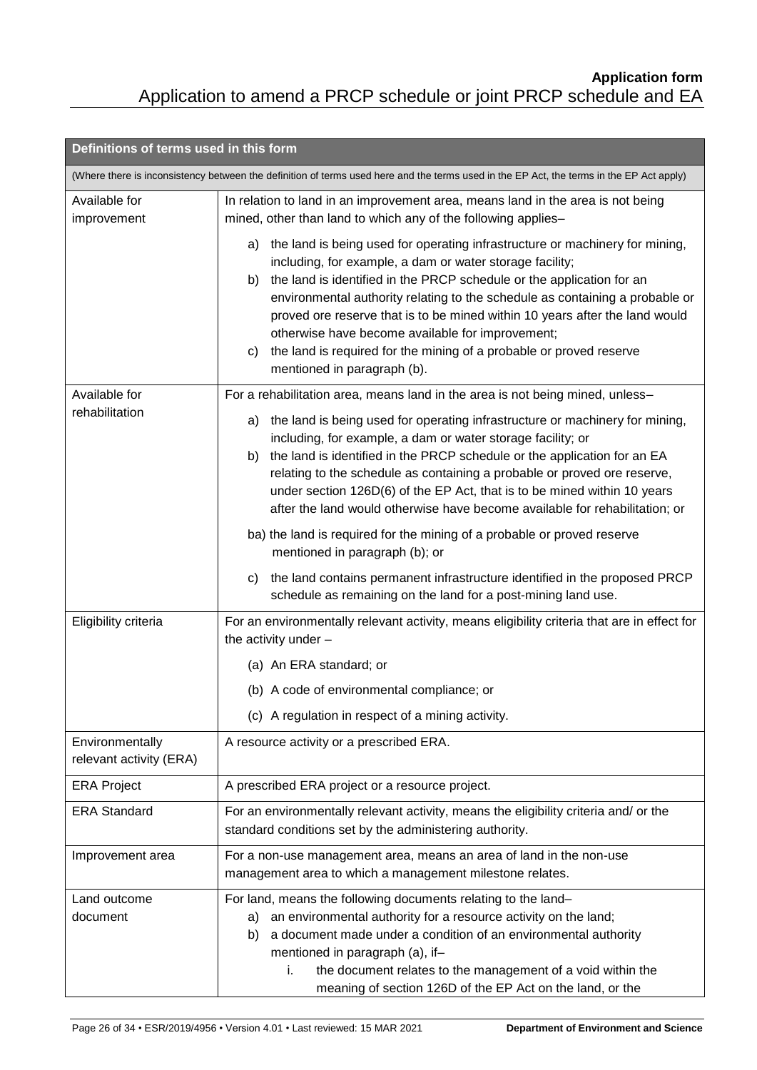| Definitions of terms used in this form | |
|---|---|
| (Where there is inconsistency between the definition of terms used here and the terms used in the EP Act, the terms in the EP Act apply) | |
| Available for improvement | In relation to land in an improvement area, means land in the area is not being mined, other than land to which any of the following applies– <br> a) the land is being used for operating infrastructure or machinery for mining, including, for example, a dam or water storage facility; <br> b) the land is identified in the PRCP schedule or the application for an environmental authority relating to the schedule as containing a probable or proved ore reserve that is to be mined within 10 years after the land would otherwise have become available for improvement; <br> c) the land is required for the mining of a probable or proved reserve mentioned in paragraph (b). |
| Available for rehabilitation | For a rehabilitation area, means land in the area is not being mined, unless– <br> a) the land is being used for operating infrastructure or machinery for mining, including, for example, a dam or water storage facility; or <br> b) the land is identified in the PRCP schedule or the application for an EA relating to the schedule as containing a probable or proved ore reserve, under section 126D(6) of the EP Act, that is to be mined within 10 years after the land would otherwise have become available for rehabilitation; or <br> ba) the land is required for the mining of a probable or proved reserve mentioned in paragraph (b); or <br> c) the land contains permanent infrastructure identified in the proposed PRCP schedule as remaining on the land for a post-mining land use. |
| Eligibility criteria | For an environmentally relevant activity, means eligibility criteria that are in effect for the activity under – <br> (a) An ERA standard; or <br> (b) A code of environmental compliance; or <br> (c) A regulation in respect of a mining activity. |
| Environmentally relevant activity (ERA) | A resource activity or a prescribed ERA. |
| ERA Project | A prescribed ERA project or a resource project. |
| ERA Standard | For an environmentally relevant activity, means the eligibility criteria and/ or the standard conditions set by the administering authority. |
| Improvement area | For a non-use management area, means an area of land in the non-use management area to which a management milestone relates. |
| Land outcome document | For land, means the following documents relating to the land– <br> a) an environmental authority for a resource activity on the land; <br> b) a document made under a condition of an environmental authority mentioned in paragraph (a), if– <br> i. the document relates to the management of a void within the meaning of section 126D of the EP Act on the land, or the |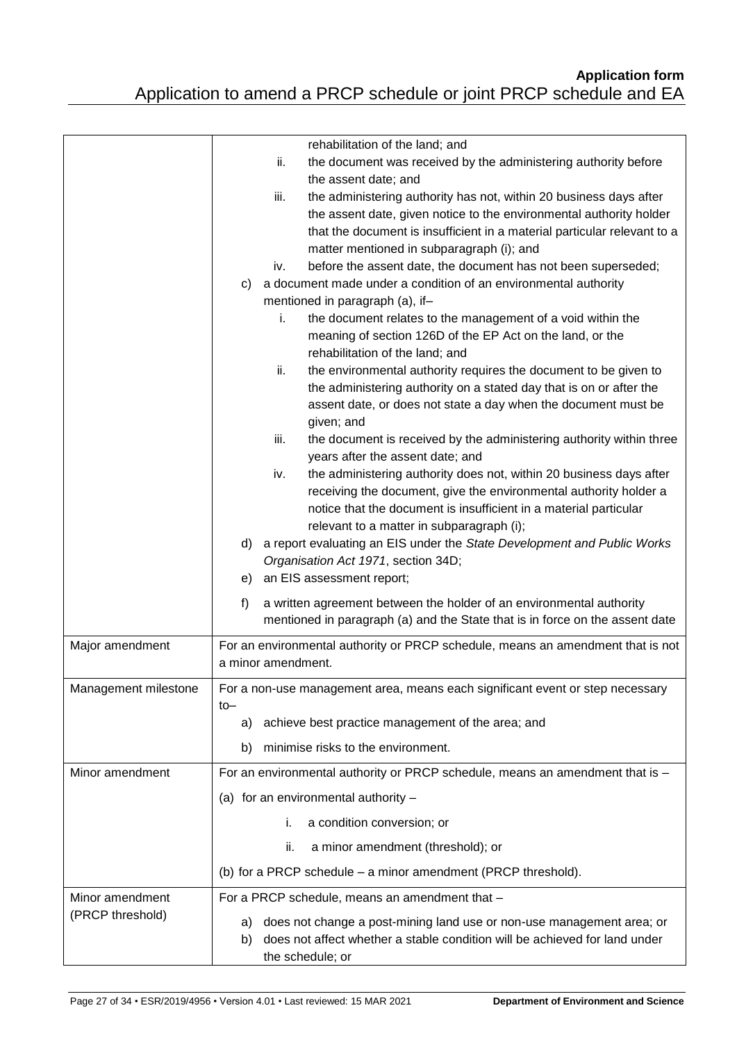| | |
|---|---|
| | rehabilitation of the land; and<br>ii. the document was received by the administering authority before the assent date; and<br>iii. the administering authority has not, within 20 business days after the assent date, given notice to the environmental authority holder that the document is insufficient in a material particular relevant to a matter mentioned in subparagraph (i); and<br>iv. before the assent date, the document has not been superseded;<br>c) a document made under a condition of an environmental authority mentioned in paragraph (a), if–<br>i. the document relates to the management of a void within the meaning of section 126D of the EP Act on the land, or the rehabilitation of the land; and<br>ii. the environmental authority requires the document to be given to the administering authority on a stated day that is on or after the assent date, or does not state a day when the document must be given; and<br>iii. the document is received by the administering authority within three years after the assent date; and<br>iv. the administering authority does not, within 20 business days after receiving the document, give the environmental authority holder a notice that the document is insufficient in a material particular relevant to a matter in subparagraph (i);<br>d) a report evaluating an EIS under the *State Development and Public Works Organisation Act 1971*, section 34D;<br>e) an EIS assessment report;<br>f) a written agreement between the holder of an environmental authority mentioned in paragraph (a) and the State that is in force on the assent date |
| Major amendment | For an environmental authority or PRCP schedule, means an amendment that is not a minor amendment. |
| Management milestone | For a non-use management area, means each significant event or step necessary to–<br>a) achieve best practice management of the area; and<br>b) minimise risks to the environment. |
| Minor amendment | For an environmental authority or PRCP schedule, means an amendment that is –<br>(a) for an environmental authority –<br>i. a condition conversion; or<br>ii. a minor amendment (threshold); or<br>(b) for a PRCP schedule – a minor amendment (PRCP threshold). |
| Minor amendment (PRCP threshold) | For a PRCP schedule, means an amendment that –<br>a) does not change a post-mining land use or non-use management area; or<br>b) does not affect whether a stable condition will be achieved for land under the schedule; or |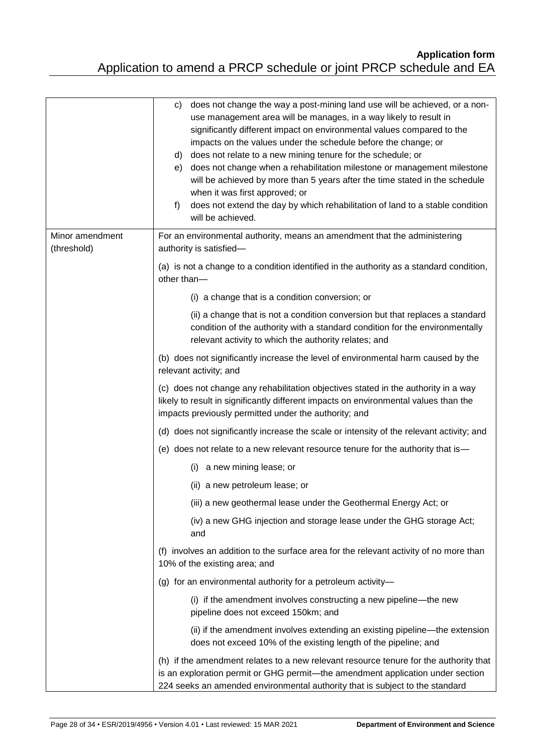| | |
|---|---|
| | c) does not change the way a post-mining land use will be achieved, or a non-use management area will be manages, in a way likely to result in significantly different impact on environmental values compared to the impacts on the values under the schedule before the change; or<br>d) does not relate to a new mining tenure for the schedule; or<br>e) does not change when a rehabilitation milestone or management milestone will be achieved by more than 5 years after the time stated in the schedule when it was first approved; or<br>f) does not extend the day by which rehabilitation of land to a stable condition will be achieved. |
| Minor amendment (threshold) | For an environmental authority, means an amendment that the administering authority is satisfied—<br><br>(a) is not a change to a condition identified in the authority as a standard condition, other than—<br><br>(i) a change that is a condition conversion; or<br><br>(ii) a change that is not a condition conversion but that replaces a standard condition of the authority with a standard condition for the environmentally relevant activity to which the authority relates; and<br><br>(b) does not significantly increase the level of environmental harm caused by the relevant activity; and<br><br>(c) does not change any rehabilitation objectives stated in the authority in a way likely to result in significantly different impacts on environmental values than the impacts previously permitted under the authority; and<br><br>(d) does not significantly increase the scale or intensity of the relevant activity; and<br><br>(e) does not relate to a new relevant resource tenure for the authority that is—<br><br>(i) a new mining lease; or<br><br>(ii) a new petroleum lease; or<br><br>(iii) a new geothermal lease under the Geothermal Energy Act; or<br><br>(iv) a new GHG injection and storage lease under the GHG storage Act; and<br><br>(f) involves an addition to the surface area for the relevant activity of no more than 10% of the existing area; and<br><br>(g) for an environmental authority for a petroleum activity—<br><br>(i) if the amendment involves constructing a new pipeline—the new pipeline does not exceed 150km; and<br><br>(ii) if the amendment involves extending an existing pipeline—the extension does not exceed 10% of the existing length of the pipeline; and<br><br>(h) if the amendment relates to a new relevant resource tenure for the authority that is an exploration permit or GHG permit—the amendment application under section 224 seeks an amended environmental authority that is subject to the standard |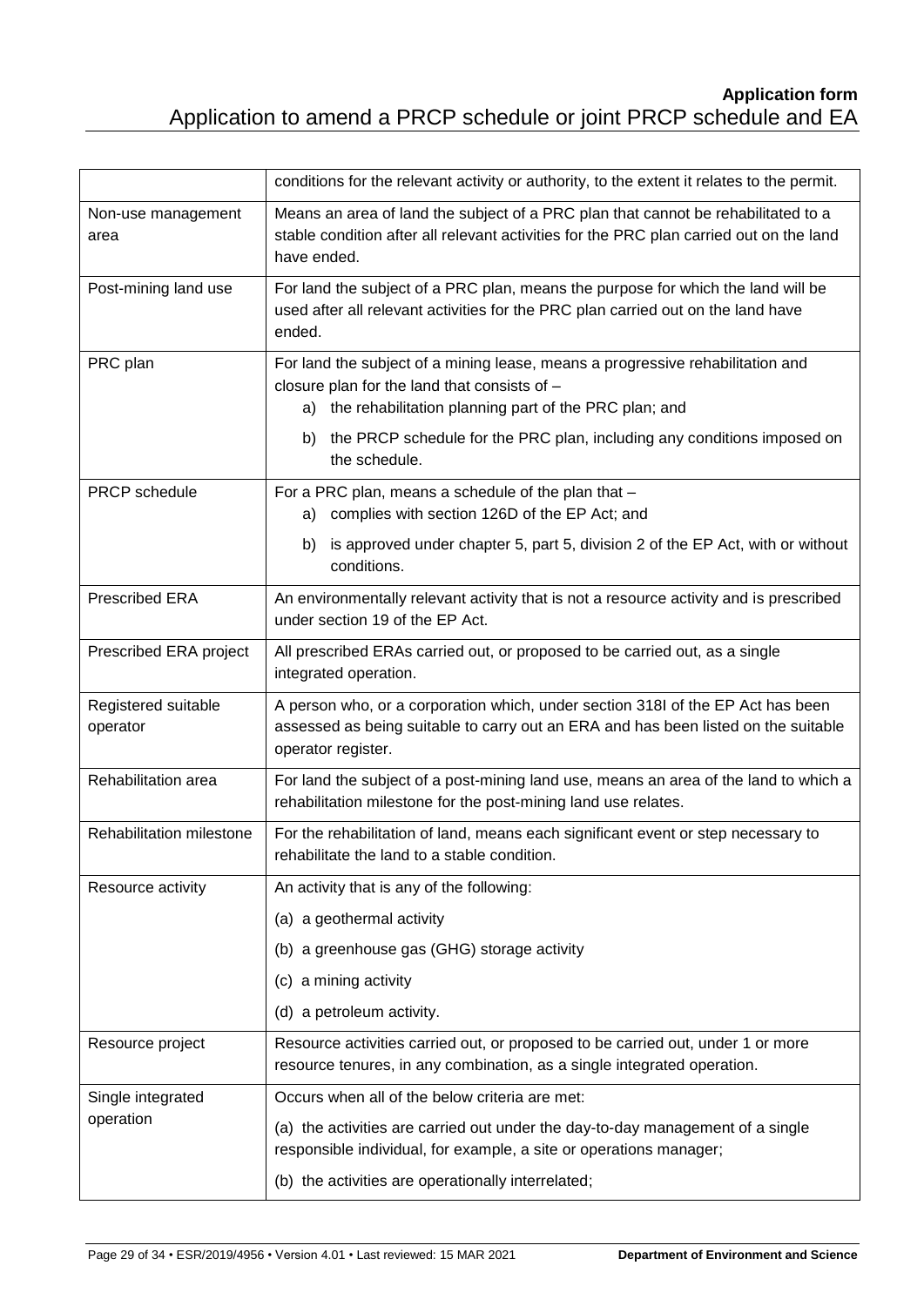| | |
|---|---|
| | conditions for the relevant activity or authority, to the extent it relates to the permit. |
| Non-use management area | Means an area of land the subject of a PRC plan that cannot be rehabilitated to a stable condition after all relevant activities for the PRC plan carried out on the land have ended. |
| Post-mining land use | For land the subject of a PRC plan, means the purpose for which the land will be used after all relevant activities for the PRC plan carried out on the land have ended. |
| PRC plan | For land the subject of a mining lease, means a progressive rehabilitation and closure plan for the land that consists of – <br> a) the rehabilitation planning part of the PRC plan; and <br> b) the PRCP schedule for the PRC plan, including any conditions imposed on the schedule. |
| PRCP schedule | For a PRC plan, means a schedule of the plan that – <br> a) complies with section 126D of the EP Act; and <br> b) is approved under chapter 5, part 5, division 2 of the EP Act, with or without conditions. |
| Prescribed ERA | An environmentally relevant activity that is not a resource activity and is prescribed under section 19 of the EP Act. |
| Prescribed ERA project | All prescribed ERAs carried out, or proposed to be carried out, as a single integrated operation. |
| Registered suitable operator | A person who, or a corporation which, under section 318I of the EP Act has been assessed as being suitable to carry out an ERA and has been listed on the suitable operator register. |
| Rehabilitation area | For land the subject of a post-mining land use, means an area of the land to which a rehabilitation milestone for the post-mining land use relates. |
| Rehabilitation milestone | For the rehabilitation of land, means each significant event or step necessary to rehabilitate the land to a stable condition. |
| Resource activity | An activity that is any of the following: <br> (a) a geothermal activity <br> (b) a greenhouse gas (GHG) storage activity <br> (c) a mining activity <br> (d) a petroleum activity. |
| Resource project | Resource activities carried out, or proposed to be carried out, under 1 or more resource tenures, in any combination, as a single integrated operation. |
| Single integrated operation | Occurs when all of the below criteria are met: <br> (a) the activities are carried out under the day-to-day management of a single responsible individual, for example, a site or operations manager; <br> (b) the activities are operationally interrelated; |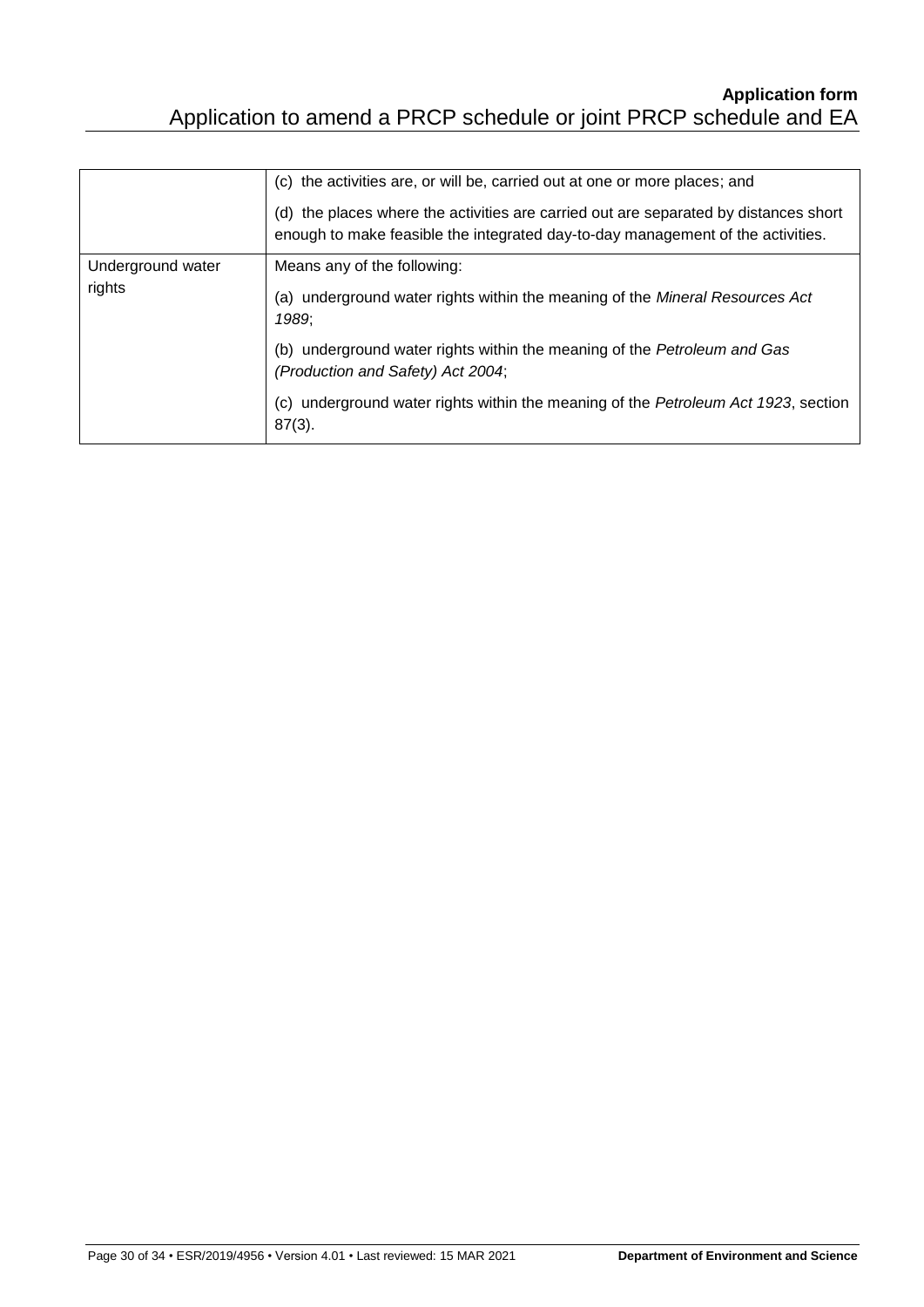| | |
|---|---|
| | (c) the activities are, or will be, carried out at one or more places; and<br><br>(d) the places where the activities are carried out are separated by distances short enough to make feasible the integrated day-to-day management of the activities. |
| Underground water rights | Means any of the following:<br><br>(a) underground water rights within the meaning of the *Mineral Resources Act 1989*;<br><br>(b) underground water rights within the meaning of the *Petroleum and Gas (Production and Safety) Act 2004*;<br><br>(c) underground water rights within the meaning of the *Petroleum Act 1923*, section 87(3). |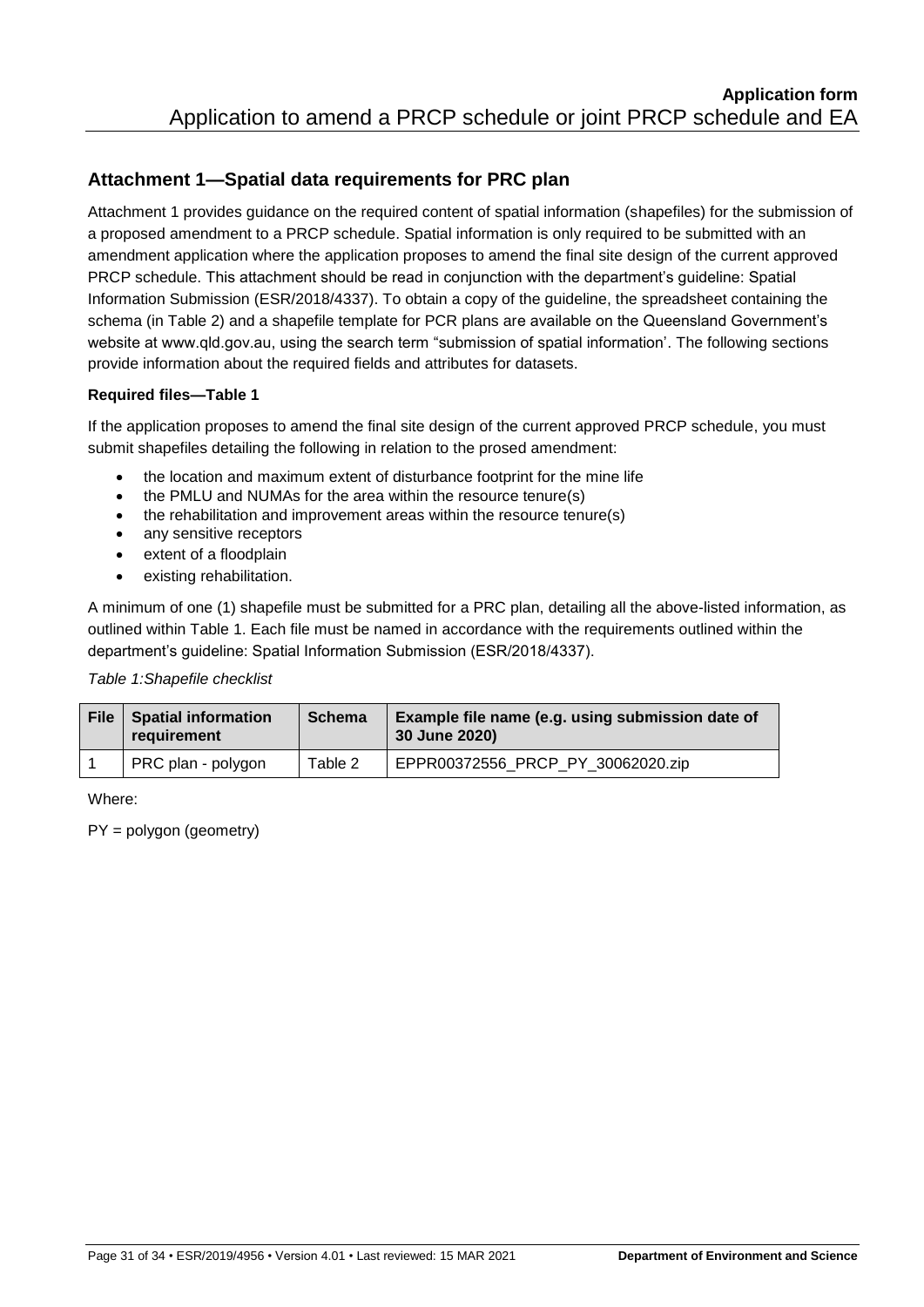## Attachment 1—Spatial data requirements for PRC plan

Attachment 1 provides guidance on the required content of spatial information (shapefiles) for the submission of a proposed amendment to a PRCP schedule. Spatial information is only required to be submitted with an amendment application where the application proposes to amend the final site design of the current approved PRCP schedule. This attachment should be read in conjunction with the department's guideline: Spatial Information Submission (ESR/2018/4337). To obtain a copy of the guideline, the spreadsheet containing the schema (in Table 2) and a shapefile template for PCR plans are available on the Queensland Government's website at www.qld.gov.au, using the search term "submission of spatial information'. The following sections provide information about the required fields and attributes for datasets.

**Required files—Table 1**

If the application proposes to amend the final site design of the current approved PRCP schedule, you must submit shapefiles detailing the following in relation to the prosed amendment:

- the location and maximum extent of disturbance footprint for the mine life
- the PMLU and NUMAs for the area within the resource tenure(s)
- the rehabilitation and improvement areas within the resource tenure(s)
- any sensitive receptors
- extent of a floodplain
- existing rehabilitation.

A minimum of one (1) shapefile must be submitted for a PRC plan, detailing all the above-listed information, as outlined within Table 1. Each file must be named in accordance with the requirements outlined within the department's guideline: Spatial Information Submission (ESR/2018/4337).

*Table 1:Shapefile checklist*

| File | Spatial information requirement | Schema | Example file name (e.g. using submission date of 30 June 2020) |
|---|---|---|---|
| 1 | PRC plan - polygon | Table 2 | EPPR00372556_PRCP_PY_30062020.zip |

Where:

PY = polygon (geometry)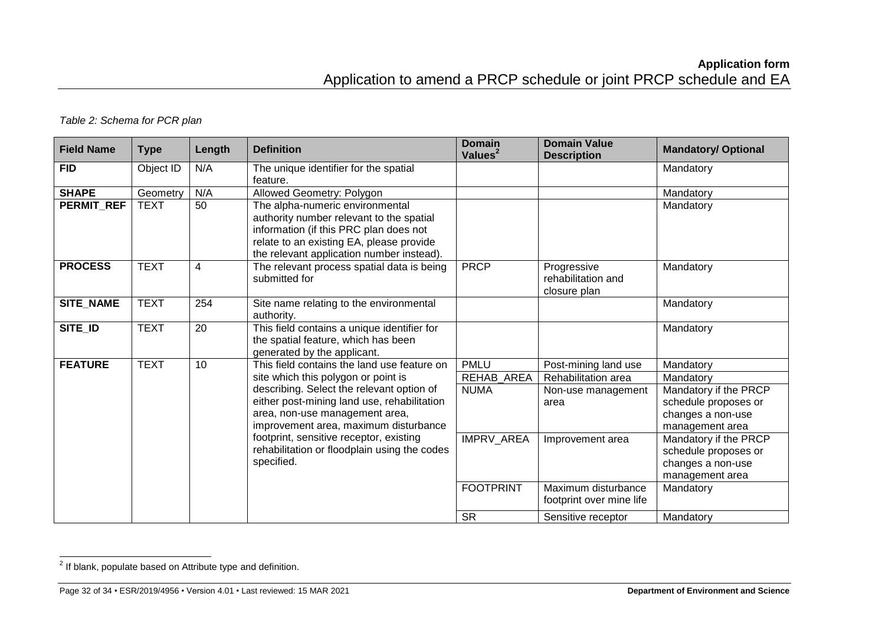*Table 2: Schema for PCR plan*

| Field Name | Type | Length | Definition | Domain Values[2] | Domain Value Description | Mandatory/ Optional |
|---|---|---|---|---|---|---|
| **FID** | Object ID | N/A | The unique identifier for the spatial feature. | | | Mandatory |
| **SHAPE** | Geometry | N/A | Allowed Geometry: Polygon | | | Mandatory |
| **PERMIT_REF** | TEXT | 50 | The alpha-numeric environmental authority number relevant to the spatial information (if this PRC plan does not relate to an existing EA, please provide the relevant application number instead). | | | Mandatory |
| **PROCESS** | TEXT | 4 | The relevant process spatial data is being submitted for | PRCP | Progressive rehabilitation and closure plan | Mandatory |
| **SITE_NAME** | TEXT | 254 | Site name relating to the environmental authority. | | | Mandatory |
| **SITE_ID** | TEXT | 20 | This field contains a unique identifier for the spatial feature, which has been generated by the applicant. | | | Mandatory |
| **FEATURE** | TEXT | 10 | This field contains the land use feature on site which this polygon or point is describing. Select the relevant option of either post-mining land use, rehabilitation area, non-use management area, improvement area, maximum disturbance footprint, sensitive receptor, existing rehabilitation or floodplain using the codes specified. | PMLU | Post-mining land use | Mandatory |
| | | | | REHAB_AREA | Rehabilitation area | Mandatory |
| | | | | NUMA | Non-use management area | Mandatory if the PRCP schedule proposes or changes a non-use management area |
| | | | | IMPRV_AREA | Improvement area | Mandatory if the PRCP schedule proposes or changes a non-use management area |
| | | | | FOOTPRINT | Maximum disturbance footprint over mine life | Mandatory |
| | | | | SR | Sensitive receptor | Mandatory |

[2] If blank, populate based on Attribute type and definition.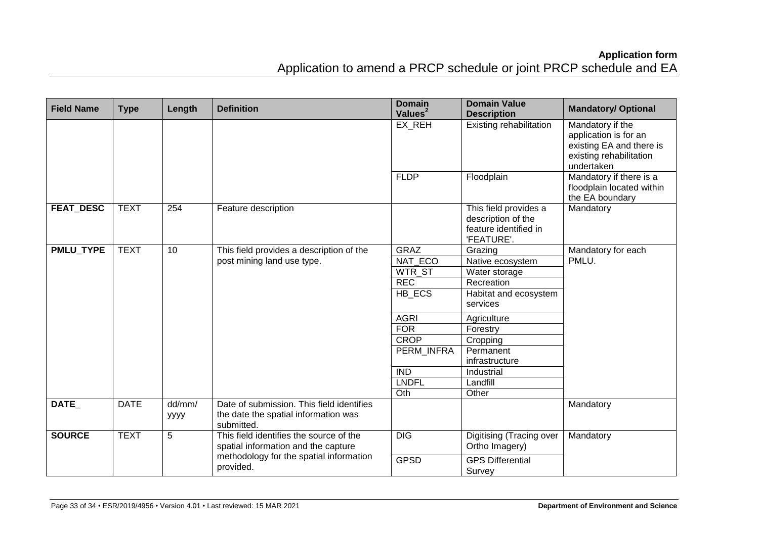| Field Name | Type | Length | Definition | Domain Values[2] | Domain Value Description | Mandatory/ Optional |
|---|---|---|---|---|---|---|
| | | | | EX_REH | Existing rehabilitation | Mandatory if the application is for an existing EA and there is existing rehabilitation undertaken |
| | | | | FLDP | Floodplain | Mandatory if there is a floodplain located within the EA boundary |
| **FEAT_DESC** | TEXT | 254 | Feature description | | This field provides a description of the feature identified in 'FEATURE'. | Mandatory |
| **PMLU_TYPE** | TEXT | 10 | This field provides a description of the post mining land use type. | GRAZ | Grazing | Mandatory for each PMLU. |
| | | | | NAT_ECO | Native ecosystem | |
| | | | | WTR_ST | Water storage | |
| | | | | REC | Recreation | |
| | | | | HB_ECS | Habitat and ecosystem services | |
| | | | | AGRI | Agriculture | |
| | | | | FOR | Forestry | |
| | | | | CROP | Cropping | |
| | | | | PERM_INFRA | Permanent infrastructure | |
| | | | | IND | Industrial | |
| | | | | LNDFL | Landfill | |
| | | | | Oth | Other | |
| **DATE_** | DATE | dd/mm/ yyyy | Date of submission. This field identifies the date the spatial information was submitted. | | | Mandatory |
| **SOURCE** | TEXT | 5 | This field identifies the source of the spatial information and the capture methodology for the spatial information provided. | DIG | Digitising (Tracing over Ortho Imagery) | Mandatory |
| | | | | GPSD | GPS Differential Survey | |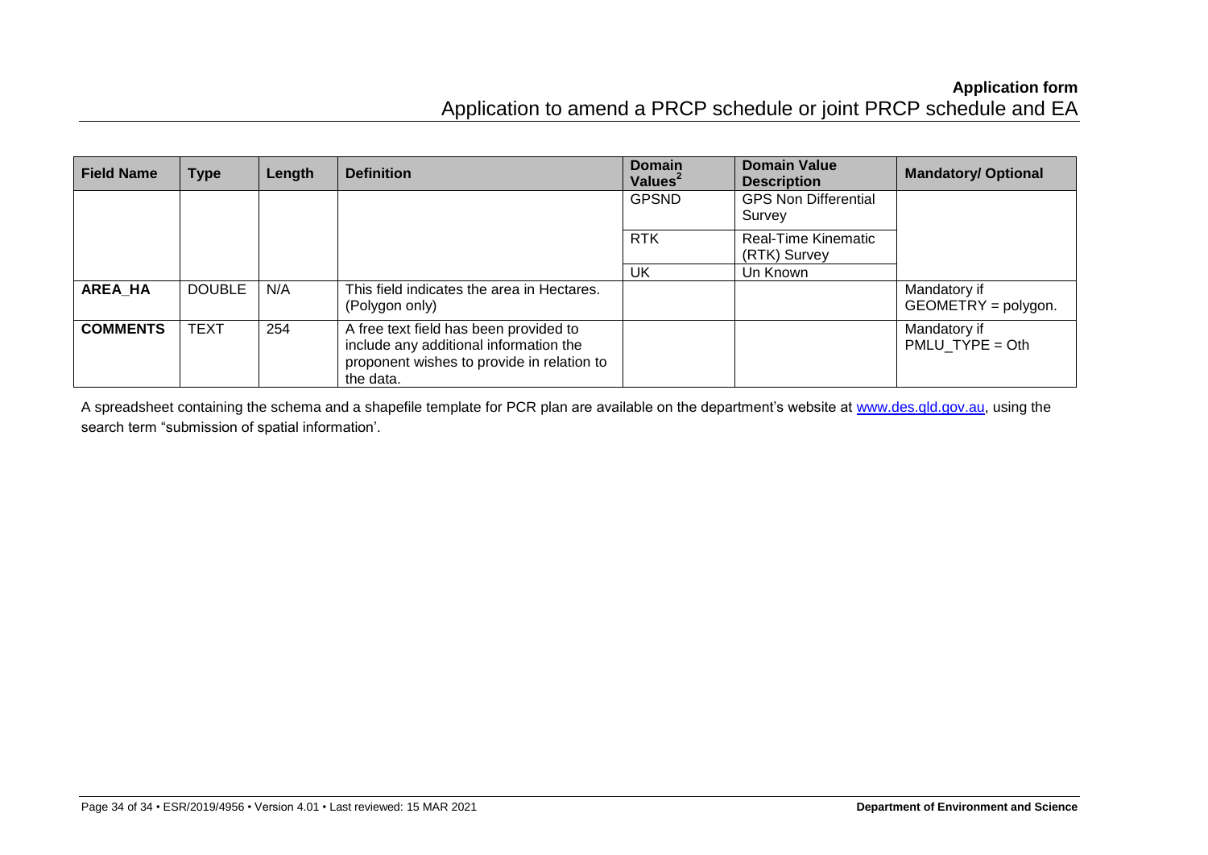| Field Name | Type | Length | Definition | Domain Values[2] | Domain Value Description | Mandatory/ Optional |
|---|---|---|---|---|---|---|
| | | | | GPSND | GPS Non Differential Survey | |
| | | | | RTK | Real-Time Kinematic (RTK) Survey | |
| | | | | UK | Un Known | |
| **AREA_HA** | DOUBLE | N/A | This field indicates the area in Hectares. (Polygon only) | | | Mandatory if GEOMETRY = polygon. |
| **COMMENTS** | TEXT | 254 | A free text field has been provided to include any additional information the proponent wishes to provide in relation to the data. | | | Mandatory if PMLU_TYPE = Oth |

A spreadsheet containing the schema and a shapefile template for PCR plan are available on the department's website at www.des.qld.gov.au, using the search term "submission of spatial information'.